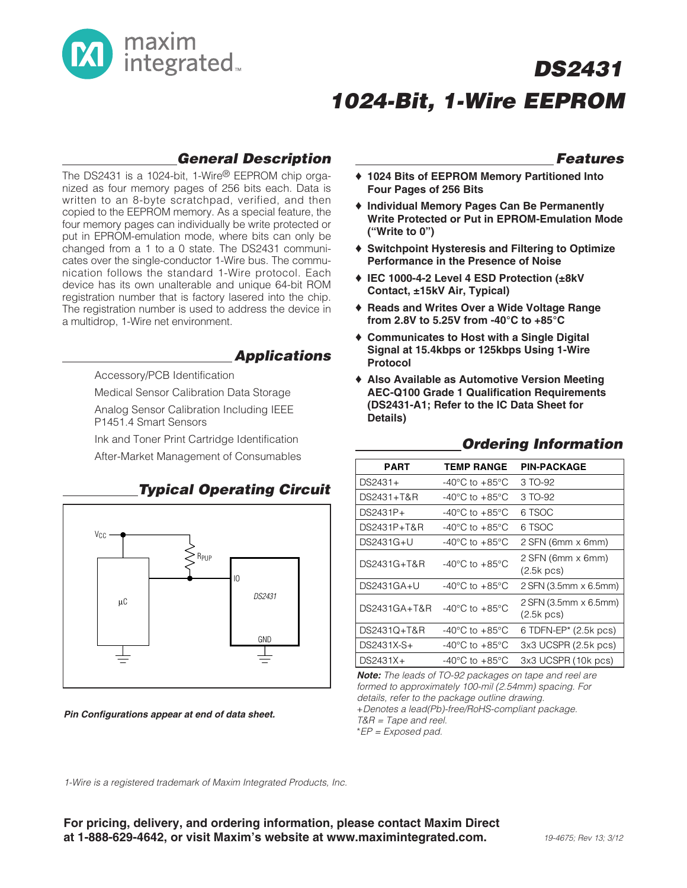# DS2431

# 1024-Bit, 1-Wire EEPROM

## General Description

The DS2431 is a 1024-bit, 1-Wire® EEPROM chip organized as four memory pages of 256 bits each. Data is written to an 8-byte scratchpad, verified, and then copied to the EEPROM memory. As a special feature, the four memory pages can individually be write protected or put in EPROM-emulation mode, where bits can only be changed from a 1 to a 0 state. The DS2431 communicates over the single-conductor 1-Wire bus. The communication follows the standard 1-Wire protocol. Each device has its own unalterable and unique 64-bit ROM registration number that is factory lasered into the chip. The registration number is used to address the device in a multidrop, 1-Wire net environment.

## Applications

Accessory/PCB Identification

Medical Sensor Calibration Data Storage

Analog Sensor Calibration Including IEEE P1451.4 Smart Sensors

Ink and Toner Print Cartridge Identification

After-Market Management of Consumables

## Typical Operating Circuit

VCC, RPUP, µC, IO, DS2431, GND

***Pin Configurations appear at end of data sheet.***

## Features

- **1024 Bits of EEPROM Memory Partitioned Into Four Pages of 256 Bits**
- **Individual Memory Pages Can Be Permanently Write Protected or Put in EPROM-Emulation Mode ("Write to 0")**
- **Switchpoint Hysteresis and Filtering to Optimize Performance in the Presence of Noise**
- **IEC 1000-4-2 Level 4 ESD Protection (±8kV Contact, ±15kV Air, Typical)**
- **Reads and Writes Over a Wide Voltage Range from 2.8V to 5.25V from -40°C to +85°C**
- **Communicates to Host with a Single Digital Signal at 15.4kbps or 125kbps Using 1-Wire Protocol**
- **Also Available as Automotive Version Meeting AEC-Q100 Grade 1 Qualification Requirements (DS2431-A1; Refer to the IC Data Sheet for Details)**

## Ordering Information

| PART | TEMP RANGE | PIN-PACKAGE |
|---|---|---|
| DS2431+ | -40°C to +85°C | 3 TO-92 |
| DS2431+T&R | -40°C to +85°C | 3 TO-92 |
| DS2431P+ | -40°C to +85°C | 6 TSOC |
| DS2431P+T&R | -40°C to +85°C | 6 TSOC |
| DS2431G+U | -40°C to +85°C | 2 SFN (6mm x 6mm) |
| DS2431G+T&R | -40°C to +85°C | 2 SFN (6mm x 6mm) (2.5k pcs) |
| DS2431GA+U | -40°C to +85°C | 2 SFN (3.5mm x 6.5mm) |
| DS2431GA+T&R | -40°C to +85°C | 2 SFN (3.5mm x 6.5mm) (2.5k pcs) |
| DS2431Q+T&R | -40°C to +85°C | 6 TDFN-EP* (2.5k pcs) |
| DS2431X-S+ | -40°C to +85°C | 3x3 UCSPR (2.5k pcs) |
| DS2431X+ | -40°C to +85°C | 3x3 UCSPR (10k pcs) |

***Note:*** *The leads of TO-92 packages on tape and reel are formed to approximately 100-mil (2.54mm) spacing. For details, refer to the package outline drawing.*
*+Denotes a lead(Pb)-free/RoHS-compliant package.*
*T&R = Tape and reel.*
**EP = Exposed pad.*

*1-Wire is a registered trademark of Maxim Integrated Products, Inc.*

**For pricing, delivery, and ordering information, please contact Maxim Direct at 1-888-629-4642, or visit Maxim's website at www.maximintegrated.com.**

19-4675; Rev 13; 3/12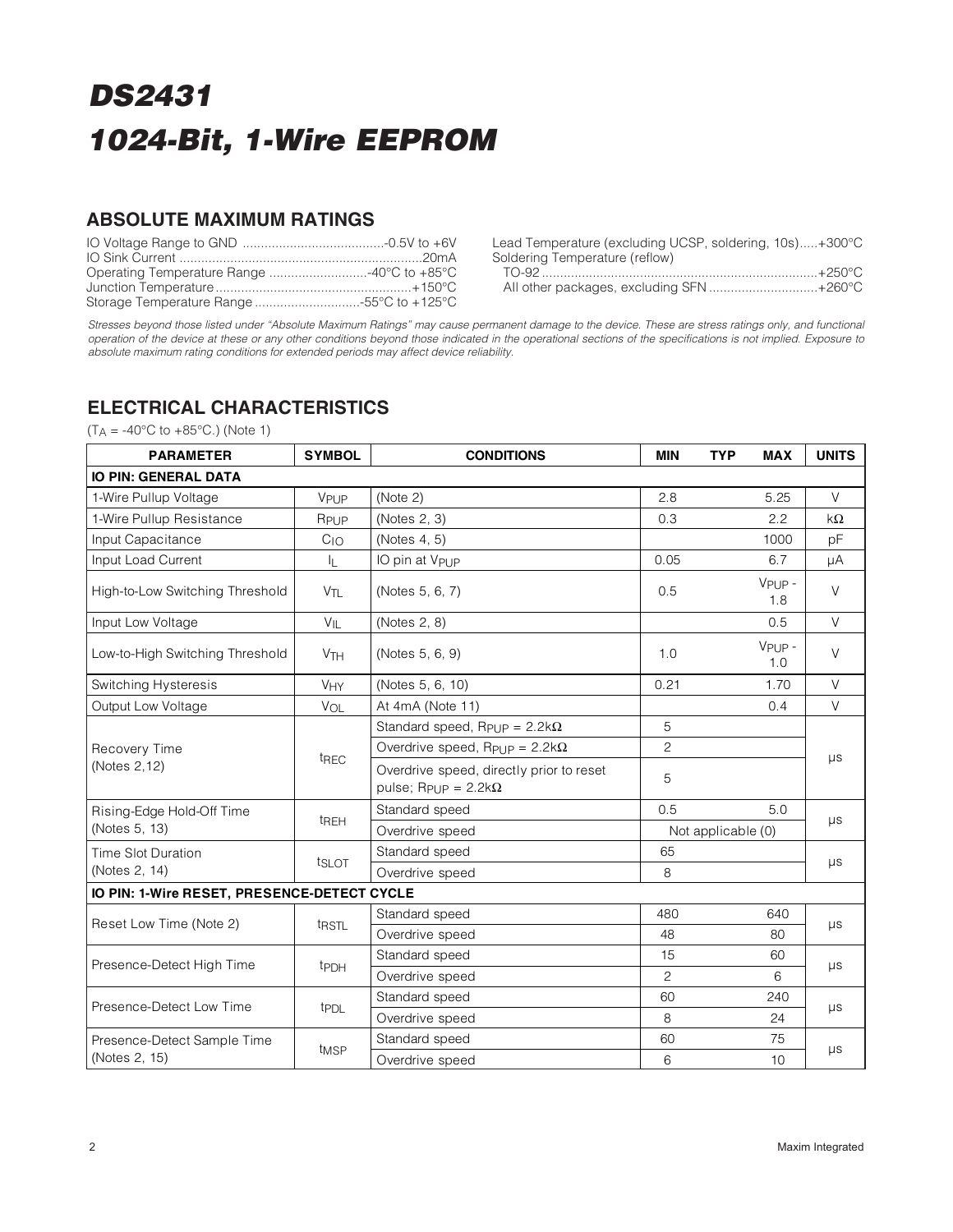# DS2431

# 1024-Bit, 1-Wire EEPROM

## ABSOLUTE MAXIMUM RATINGS

IO Voltage Range to GND .......................................-0.5V to +6V
IO Sink Current ..................................................................20mA
Operating Temperature Range ...........................-40°C to +85°C
Junction Temperature......................................................+150°C
Storage Temperature Range .............................-55°C to +125°C
Lead Temperature (excluding UCSP, soldering, 10s).....+300°C
Soldering Temperature (reflow)
TO-92 ..........................................................................+250°C
All other packages, excluding SFN ..............................+260°C

*Stresses beyond those listed under "Absolute Maximum Ratings" may cause permanent damage to the device. These are stress ratings only, and functional operation of the device at these or any other conditions beyond those indicated in the operational sections of the specifications is not implied. Exposure to absolute maximum rating conditions for extended periods may affect device reliability.*

## ELECTRICAL CHARACTERISTICS

($T_A$ = -40°C to +85°C.) (Note 1)

| PARAMETER | SYMBOL | CONDITIONS | MIN | TYP | MAX | UNITS |
|---|---|---|---|---|---|---|
| **IO PIN: GENERAL DATA** | | | | | | |
| 1-Wire Pullup Voltage | $V_{PUP}$ | (Note 2) | 2.8 | | 5.25 | V |
| 1-Wire Pullup Resistance | $R_{PUP}$ | (Notes 2, 3) | 0.3 | | 2.2 | kΩ |
| Input Capacitance | $C_{IO}$ | (Notes 4, 5) | | | 1000 | pF |
| Input Load Current | $I_L$ | IO pin at $V_{PUP}$ | 0.05 | | 6.7 | µA |
| High-to-Low Switching Threshold | $V_{TL}$ | (Notes 5, 6, 7) | 0.5 | | $V_{PUP}$ - 1.8 | V |
| Input Low Voltage | $V_{IL}$ | (Notes 2, 8) | | | 0.5 | V |
| Low-to-High Switching Threshold | $V_{TH}$ | (Notes 5, 6, 9) | 1.0 | | $V_{PUP}$ - 1.0 | V |
| Switching Hysteresis | $V_{HY}$ | (Notes 5, 6, 10) | 0.21 | | 1.70 | V |
| Output Low Voltage | $V_{OL}$ | At 4mA (Note 11) | | | 0.4 | V |
| Recovery Time (Notes 2,12) | $t_{REC}$ | Standard speed, $R_{PUP}$ = 2.2kΩ | 5 | | | µs |
| | | Overdrive speed, $R_{PUP}$ = 2.2kΩ | 2 | | | |
| | | Overdrive speed, directly prior to reset pulse; $R_{PUP}$ = 2.2kΩ | 5 | | | |
| Rising-Edge Hold-Off Time (Notes 5, 13) | $t_{REH}$ | Standard speed | 0.5 | | 5.0 | µs |
| | | Overdrive speed | Not applicable (0) | | | |
| Time Slot Duration (Notes 2, 14) | $t_{SLOT}$ | Standard speed | 65 | | | µs |
| | | Overdrive speed | 8 | | | |
| **IO PIN: 1-Wire RESET, PRESENCE-DETECT CYCLE** | | | | | | |
| Reset Low Time (Note 2) | $t_{RSTL}$ | Standard speed | 480 | | 640 | µs |
| | | Overdrive speed | 48 | | 80 | |
| Presence-Detect High Time | $t_{PDH}$ | Standard speed | 15 | | 60 | µs |
| | | Overdrive speed | 2 | | 6 | |
| Presence-Detect Low Time | $t_{PDL}$ | Standard speed | 60 | | 240 | µs |
| | | Overdrive speed | 8 | | 24 | |
| Presence-Detect Sample Time (Notes 2, 15) | $t_{MSP}$ | Standard speed | 60 | | 75 | µs |
| | | Overdrive speed | 6 | | 10 | |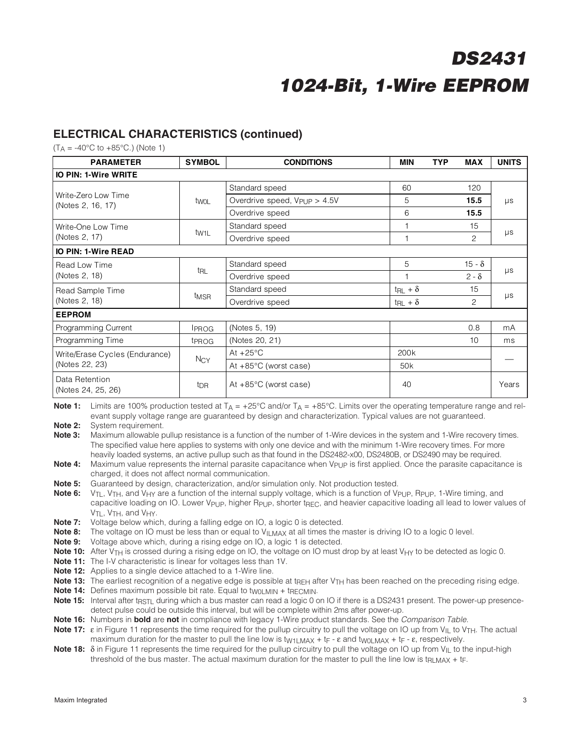## ELECTRICAL CHARACTERISTICS (continued)

($T_A$ = -40°C to +85°C.) (Note 1)

| PARAMETER | SYMBOL | CONDITIONS | MIN | TYP | MAX | UNITS |
|---|---|---|---|---|---|---|
| **IO PIN: 1-Wire WRITE** | | | | | | |
| Write-Zero Low Time (Notes 2, 16, 17) | $t_{W0L}$ | Standard speed | 60 | | 120 | µs |
| | | Overdrive speed, $V_{PUP}$ > 4.5V | 5 | | **15.5** | |
| | | Overdrive speed | 6 | | **15.5** | |
| Write-One Low Time (Notes 2, 17) | $t_{W1L}$ | Standard speed | 1 | | 15 | µs |
| | | Overdrive speed | 1 | | 2 | |
| **IO PIN: 1-Wire READ** | | | | | | |
| Read Low Time (Notes 2, 18) | $t_{RL}$ | Standard speed | 5 | | $15 - \delta$ | µs |
| | | Overdrive speed | 1 | | $2 - \delta$ | |
| Read Sample Time (Notes 2, 18) | $t_{MSR}$ | Standard speed | $t_{RL} + \delta$ | | 15 | µs |
| | | Overdrive speed | $t_{RL} + \delta$ | | 2 | |
| **EEPROM** | | | | | | |
| Programming Current | $I_{PROG}$ | (Notes 5, 19) | | | 0.8 | mA |
| Programming Time | $t_{PROG}$ | (Notes 20, 21) | | | 10 | ms |
| Write/Erase Cycles (Endurance) (Notes 22, 23) | $N_{CY}$ | At +25°C | 200k | | | — |
| | | At +85°C (worst case) | 50k | | | |
| Data Retention (Notes 24, 25, 26) | $t_{DR}$ | At +85°C (worst case) | 40 | | | Years |

**Note 1:** Limits are 100% production tested at $T_A$ = +25°C and/or $T_A$ = +85°C. Limits over the operating temperature range and relevant supply voltage range are guaranteed by design and characterization. Typical values are not guaranteed.

**Note 2:** System requirement.

**Note 3:** Maximum allowable pullup resistance is a function of the number of 1-Wire devices in the system and 1-Wire recovery times. The specified value here applies to systems with only one device and with the minimum 1-Wire recovery times. For more heavily loaded systems, an active pullup such as that found in the DS2482-x00, DS2480B, or DS2490 may be required.

**Note 4:** Maximum value represents the internal parasite capacitance when $V_{PUP}$ is first applied. Once the parasite capacitance is charged, it does not affect normal communication.

**Note 5:** Guaranteed by design, characterization, and/or simulation only. Not production tested.

**Note 6:** $V_{TL}$, $V_{TH}$, and $V_{HY}$ are a function of the internal supply voltage, which is a function of $V_{PUP}$, $R_{PUP}$, 1-Wire timing, and capacitive loading on IO. Lower $V_{PUP}$, higher $R_{PUP}$, shorter $t_{REC}$, and heavier capacitive loading all lead to lower values of $V_{TL}$, $V_{TH}$, and $V_{HY}$.

**Note 7:** Voltage below which, during a falling edge on IO, a logic 0 is detected.

**Note 8:** The voltage on IO must be less than or equal to $V_{ILMAX}$ at all times the master is driving IO to a logic 0 level.

**Note 9:** Voltage above which, during a rising edge on IO, a logic 1 is detected.

**Note 10:** After $V_{TH}$ is crossed during a rising edge on IO, the voltage on IO must drop by at least $V_{HY}$ to be detected as logic 0.

**Note 11:** The I-V characteristic is linear for voltages less than 1V.

**Note 12:** Applies to a single device attached to a 1-Wire line.

**Note 13:** The earliest recognition of a negative edge is possible at $t_{REH}$ after $V_{TH}$ has been reached on the preceding rising edge.

**Note 14:** Defines maximum possible bit rate. Equal to $t_{W0LMIN} + t_{RECMIN}$.

**Note 15:** Interval after $t_{RSTL}$ during which a bus master can read a logic 0 on IO if there is a DS2431 present. The power-up presence-detect pulse could be outside this interval, but will be complete within 2ms after power-up.

**Note 16:** Numbers in **bold** are **not** in compliance with legacy 1-Wire product standards. See the *Comparison Table*.

**Note 17:** $\varepsilon$ in Figure 11 represents the time required for the pullup circuitry to pull the voltage on IO up from $V_{IL}$ to $V_{TH}$. The actual maximum duration for the master to pull the line low is $t_{W1LMAX} + t_F - \varepsilon$ and $t_{W0LMAX} + t_F - \varepsilon$, respectively.

**Note 18:** $\delta$ in Figure 11 represents the time required for the pullup circuitry to pull the voltage on IO up from $V_{IL}$ to the input-high threshold of the bus master. The actual maximum duration for the master to pull the line low is $t_{RLMAX} + t_F$.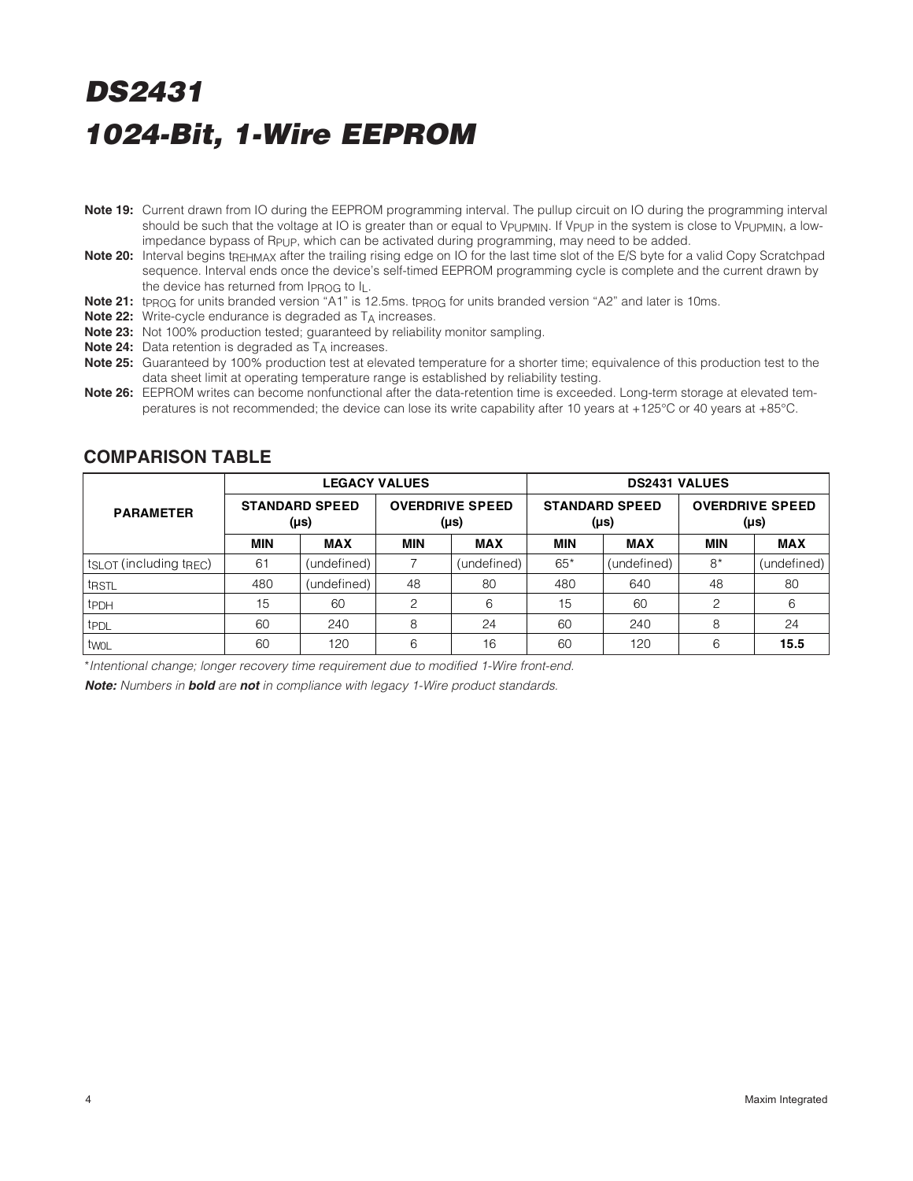# DS2431

# 1024-Bit, 1-Wire EEPROM

**Note 19:** Current drawn from IO during the EEPROM programming interval. The pullup circuit on IO during the programming interval should be such that the voltage at IO is greater than or equal to $V_{PUPMIN}$. If $V_{PUP}$ in the system is close to $V_{PUPMIN}$, a low-impedance bypass of $R_{PUP}$, which can be activated during programming, may need to be added.

**Note 20:** Interval begins $t_{REHMAX}$ after the trailing rising edge on IO for the last time slot of the E/S byte for a valid Copy Scratchpad sequence. Interval ends once the device's self-timed EEPROM programming cycle is complete and the current drawn by the device has returned from $I_{PROG}$ to $I_L$.

**Note 21:** $t_{PROG}$ for units branded version "A1" is 12.5ms. $t_{PROG}$ for units branded version "A2" and later is 10ms.

**Note 22:** Write-cycle endurance is degraded as $T_A$ increases.

**Note 23:** Not 100% production tested; guaranteed by reliability monitor sampling.

**Note 24:** Data retention is degraded as $T_A$ increases.

**Note 25:** Guaranteed by 100% production test at elevated temperature for a shorter time; equivalence of this production test to the data sheet limit at operating temperature range is established by reliability testing.

**Note 26:** EEPROM writes can become nonfunctional after the data-retention time is exceeded. Long-term storage at elevated temperatures is not recommended; the device can lose its write capability after 10 years at +125°C or 40 years at +85°C.

## COMPARISON TABLE

| PARAMETER | LEGACY VALUES | | | | DS2431 VALUES | | | |
|---|---|---|---|---|---|---|---|---|
| | STANDARD SPEED (µs) | | OVERDRIVE SPEED (µs) | | STANDARD SPEED (µs) | | OVERDRIVE SPEED (µs) | |
| | MIN | MAX | MIN | MAX | MIN | MAX | MIN | MAX |
| $t_{SLOT}$ (including $t_{REC}$) | 61 | (undefined) | 7 | (undefined) | 65* | (undefined) | 8* | (undefined) |
| $t_{RSTL}$ | 480 | (undefined) | 48 | 80 | 480 | 640 | 48 | 80 |
| $t_{PDH}$ | 15 | 60 | 2 | 6 | 15 | 60 | 2 | 6 |
| $t_{PDL}$ | 60 | 240 | 8 | 24 | 60 | 240 | 8 | 24 |
| $t_{W0L}$ | 60 | 120 | 6 | 16 | 60 | 120 | 6 | **15.5** |

*\*Intentional change; longer recovery time requirement due to modified 1-Wire front-end.*

***Note:** Numbers in **bold** are **not** in compliance with legacy 1-Wire product standards.*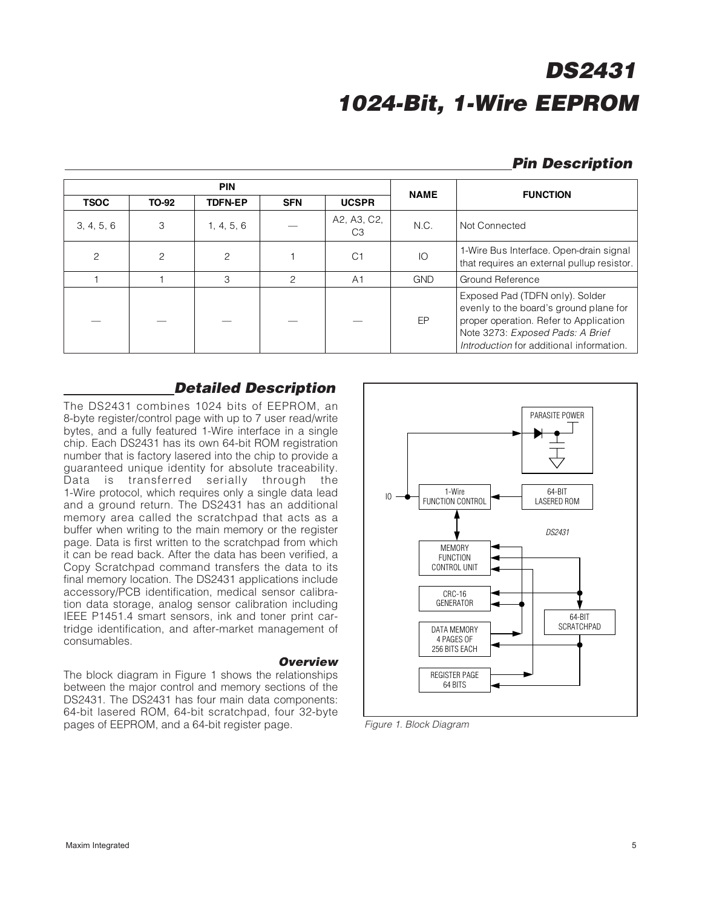## Pin Description

| PIN | | | | | NAME | FUNCTION |
|---|---|---|---|---|---|---|
| TSOC | TO-92 | TDFN-EP | SFN | UCSPR | | |
| 3, 4, 5, 6 | 3 | 1, 4, 5, 6 | — | A2, A3, C2, C3 | N.C. | Not Connected |
| 2 | 2 | 2 | 1 | C1 | IO | 1-Wire Bus Interface. Open-drain signal that requires an external pullup resistor. |
| 1 | 1 | 3 | 2 | A1 | GND | Ground Reference |
| — | — | — | — | — | EP | Exposed Pad (TDFN only). Solder evenly to the board's ground plane for proper operation. Refer to Application Note 3273: *Exposed Pads: A Brief Introduction* for additional information. |

## Detailed Description

The DS2431 combines 1024 bits of EEPROM, an 8-byte register/control page with up to 7 user read/write bytes, and a fully featured 1-Wire interface in a single chip. Each DS2431 has its own 64-bit ROM registration number that is factory lasered into the chip to provide a guaranteed unique identity for absolute traceability. Data is transferred serially through the 1-Wire protocol, which requires only a single data lead and a ground return. The DS2431 has an additional memory area called the scratchpad that acts as a buffer when writing to the main memory or the register page. Data is first written to the scratchpad from which it can be read back. After the data has been verified, a Copy Scratchpad command transfers the data to its final memory location. The DS2431 applications include accessory/PCB identification, medical sensor calibration data storage, analog sensor calibration including IEEE P1451.4 smart sensors, ink and toner print cartridge identification, and after-market management of consumables.

### Overview

The block diagram in Figure 1 shows the relationships between the major control and memory sections of the DS2431. The DS2431 has four main data components: 64-bit lasered ROM, 64-bit scratchpad, four 32-byte pages of EEPROM, and a 64-bit register page.

*Figure 1. Block Diagram*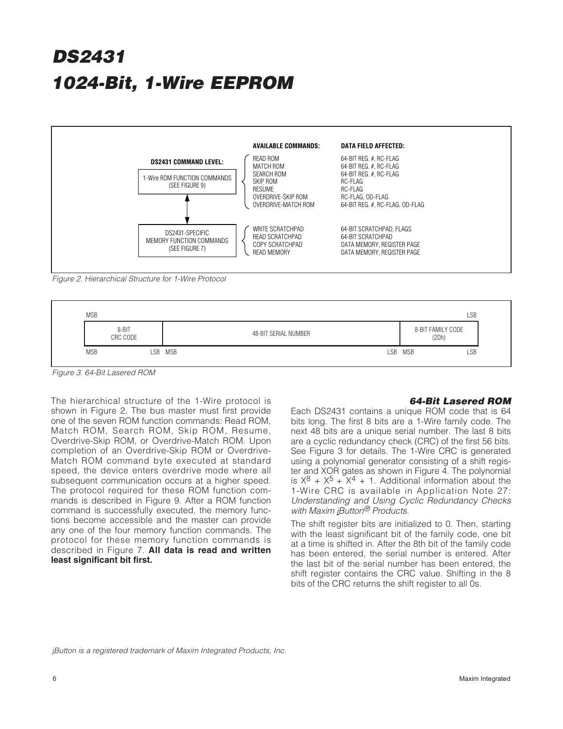# DS2431

# 1024-Bit, 1-Wire EEPROM

| DS2431 COMMAND LEVEL: | AVAILABLE COMMANDS: | DATA FIELD AFFECTED: |
|---|---|---|
| 1-Wire ROM FUNCTION COMMANDS (SEE FIGURE 9) | READ ROM | 64-BIT REG. #, RC-FLAG |
| | MATCH ROM | 64-BIT REG. #, RC-FLAG |
| | SEARCH ROM | 64-BIT REG. #, RC-FLAG |
| | SKIP ROM | RC-FLAG |
| | RESUME | RC-FLAG |
| | OVERDRIVE-SKIP ROM | RC-FLAG, OD-FLAG |
| | OVERDRIVE-MATCH ROM | 64-BIT REG. #, RC-FLAG, OD-FLAG |
| DS2431-SPECIFIC MEMORY FUNCTION COMMANDS (SEE FIGURE 7) | WRITE SCRATCHPAD | 64-BIT SCRATCHPAD, FLAGS |
| | READ SCRATCHPAD | 64-BIT SCRATCHPAD |
| | COPY SCRATCHPAD | DATA MEMORY, REGISTER PAGE |
| | READ MEMORY | DATA MEMORY, REGISTER PAGE |

*Figure 2. Hierarchical Structure for 1-Wire Protocol*

| MSB ... LSB | MSB ... LSB | MSB ... LSB |
|---|---|---|
| 8-BIT CRC CODE | 48-BIT SERIAL NUMBER | 8-BIT FAMILY CODE (2Dh) |

*Figure 3. 64-Bit Lasered ROM*

The hierarchical structure of the 1-Wire protocol is shown in Figure 2. The bus master must first provide one of the seven ROM function commands: Read ROM, Match ROM, Search ROM, Skip ROM, Resume, Overdrive-Skip ROM, or Overdrive-Match ROM. Upon completion of an Overdrive-Skip ROM or Overdrive-Match ROM command byte executed at standard speed, the device enters overdrive mode where all subsequent communication occurs at a higher speed. The protocol required for these ROM function commands is described in Figure 9. After a ROM function command is successfully executed, the memory functions become accessible and the master can provide any one of the four memory function commands. The protocol for these memory function commands is described in Figure 7. **All data is read and written least significant bit first.**

### *64-Bit Lasered ROM*

Each DS2431 contains a unique ROM code that is 64 bits long. The first 8 bits are a 1-Wire family code. The next 48 bits are a unique serial number. The last 8 bits are a cyclic redundancy check (CRC) of the first 56 bits. See Figure 3 for details. The 1-Wire CRC is generated using a polynomial generator consisting of a shift register and XOR gates as shown in Figure 4. The polynomial is $X^8 + X^5 + X^4 + 1$. Additional information about the 1-Wire CRC is available in Application Note 27: *Understanding and Using Cyclic Redundancy Checks with Maxim iButton® Products*.

The shift register bits are initialized to 0. Then, starting with the least significant bit of the family code, one bit at a time is shifted in. After the 8th bit of the family code has been entered, the serial number is entered. After the last bit of the serial number has been entered, the shift register contains the CRC value. Shifting in the 8 bits of the CRC returns the shift register to all 0s.

*iButton is a registered trademark of Maxim Integrated Products, Inc.*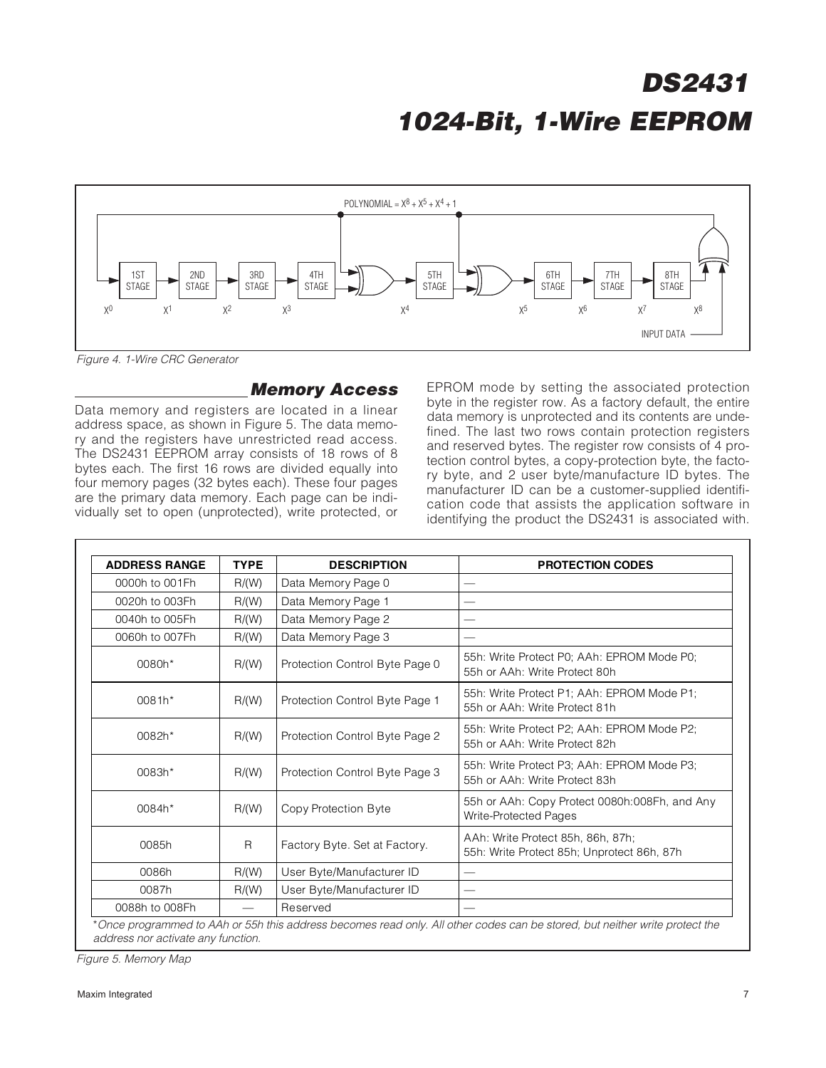POLYNOMIAL = $X^8 + X^5 + X^4 + 1$

1ST STAGE, 2ND STAGE, 3RD STAGE, 4TH STAGE, 5TH STAGE, 6TH STAGE, 7TH STAGE, 8TH STAGE

$X^0$ $X^1$ $X^2$ $X^3$ $X^4$ $X^5$ $X^6$ $X^7$ $X^8$

INPUT DATA

*Figure 4. 1-Wire CRC Generator*

## Memory Access

Data memory and registers are located in a linear address space, as shown in Figure 5. The data memory and the registers have unrestricted read access. The DS2431 EEPROM array consists of 18 rows of 8 bytes each. The first 16 rows are divided equally into four memory pages (32 bytes each). These four pages are the primary data memory. Each page can be individually set to open (unprotected), write protected, or EPROM mode by setting the associated protection byte in the register row. As a factory default, the entire data memory is unprotected and its contents are undefined. The last two rows contain protection registers and reserved bytes. The register row consists of 4 protection control bytes, a copy-protection byte, the factory byte, and 2 user byte/manufacture ID bytes. The manufacturer ID can be a customer-supplied identification code that assists the application software in identifying the product the DS2431 is associated with.

| ADDRESS RANGE | TYPE | DESCRIPTION | PROTECTION CODES |
|---|---|---|---|
| 0000h to 001Fh | R/(W) | Data Memory Page 0 | — |
| 0020h to 003Fh | R/(W) | Data Memory Page 1 | — |
| 0040h to 005Fh | R/(W) | Data Memory Page 2 | — |
| 0060h to 007Fh | R/(W) | Data Memory Page 3 | — |
| 0080h* | R/(W) | Protection Control Byte Page 0 | 55h: Write Protect P0; AAh: EPROM Mode P0; 55h or AAh: Write Protect 80h |
| 0081h* | R/(W) | Protection Control Byte Page 1 | 55h: Write Protect P1; AAh: EPROM Mode P1; 55h or AAh: Write Protect 81h |
| 0082h* | R/(W) | Protection Control Byte Page 2 | 55h: Write Protect P2; AAh: EPROM Mode P2; 55h or AAh: Write Protect 82h |
| 0083h* | R/(W) | Protection Control Byte Page 3 | 55h: Write Protect P3; AAh: EPROM Mode P3; 55h or AAh: Write Protect 83h |
| 0084h* | R/(W) | Copy Protection Byte | 55h or AAh: Copy Protect 0080h:008Fh, and Any Write-Protected Pages |
| 0085h | R | Factory Byte. Set at Factory. | AAh: Write Protect 85h, 86h, 87h; 55h: Write Protect 85h; Unprotect 86h, 87h |
| 0086h | R/(W) | User Byte/Manufacturer ID | — |
| 0087h | R/(W) | User Byte/Manufacturer ID | — |
| 0088h to 008Fh | — | Reserved | — |

**Once programmed to AAh or 55h this address becomes read only. All other codes can be stored, but neither write protect the address nor activate any function.*

*Figure 5. Memory Map*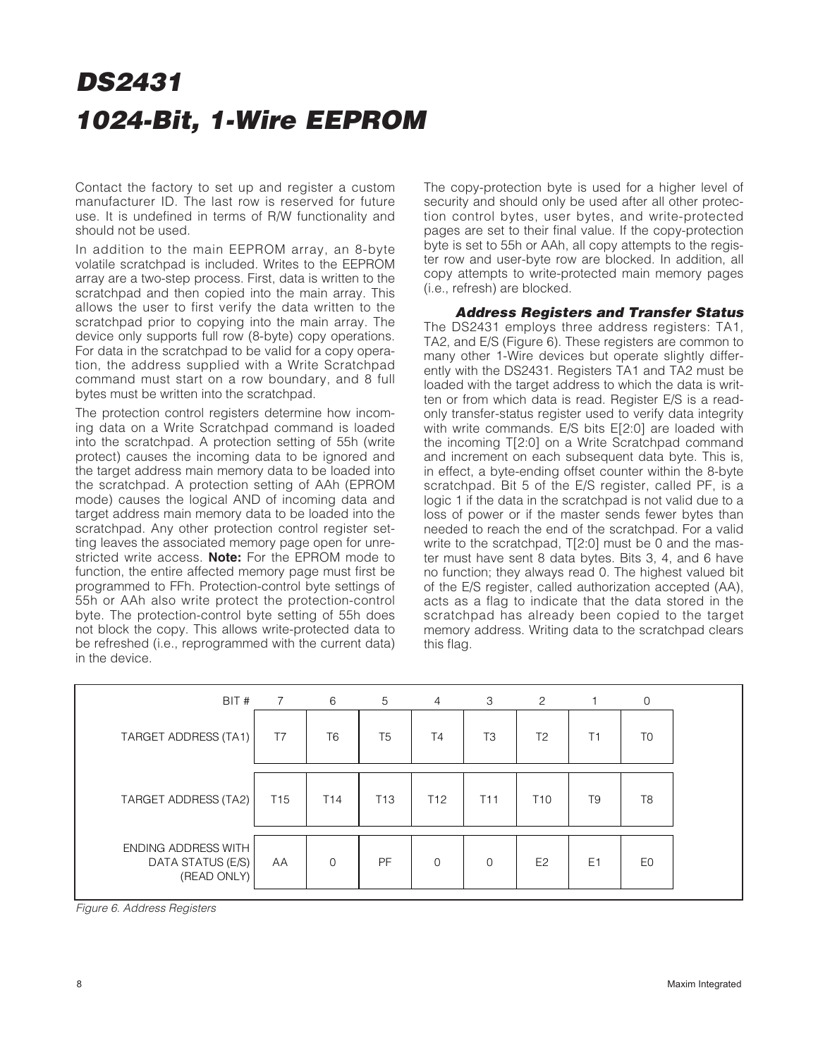Contact the factory to set up and register a custom manufacturer ID. The last row is reserved for future use. It is undefined in terms of R/W functionality and should not be used.

In addition to the main EEPROM array, an 8-byte volatile scratchpad is included. Writes to the EEPROM array are a two-step process. First, data is written to the scratchpad and then copied into the main array. This allows the user to first verify the data written to the scratchpad prior to copying into the main array. The device only supports full row (8-byte) copy operations. For data in the scratchpad to be valid for a copy operation, the address supplied with a Write Scratchpad command must start on a row boundary, and 8 full bytes must be written into the scratchpad.

The protection control registers determine how incoming data on a Write Scratchpad command is loaded into the scratchpad. A protection setting of 55h (write protect) causes the incoming data to be ignored and the target address main memory data to be loaded into the scratchpad. A protection setting of AAh (EPROM mode) causes the logical AND of incoming data and target address main memory data to be loaded into the scratchpad. Any other protection control register setting leaves the associated memory page open for unrestricted write access. **Note:** For the EPROM mode to function, the entire affected memory page must first be programmed to FFh. Protection-control byte settings of 55h or AAh also write protect the protection-control byte. The protection-control byte setting of 55h does not block the copy. This allows write-protected data to be refreshed (i.e., reprogrammed with the current data) in the device.

The copy-protection byte is used for a higher level of security and should only be used after all other protection control bytes, user bytes, and write-protected pages are set to their final value. If the copy-protection byte is set to 55h or AAh, all copy attempts to the register row and user-byte row are blocked. In addition, all copy attempts to write-protected main memory pages (i.e., refresh) are blocked.

### *Address Registers and Transfer Status*

The DS2431 employs three address registers: TA1, TA2, and E/S (Figure 6). These registers are common to many other 1-Wire devices but operate slightly differently with the DS2431. Registers TA1 and TA2 must be loaded with the target address to which the data is written or from which data is read. Register E/S is a read-only transfer-status register used to verify data integrity with write commands. E/S bits E[2:0] are loaded with the incoming T[2:0] on a Write Scratchpad command and increment on each subsequent data byte. This is, in effect, a byte-ending offset counter within the 8-byte scratchpad. Bit 5 of the E/S register, called PF, is a logic 1 if the data in the scratchpad is not valid due to a loss of power or if the master sends fewer bytes than needed to reach the end of the scratchpad. For a valid write to the scratchpad, T[2:0] must be 0 and the master must have sent 8 data bytes. Bits 3, 4, and 6 have no function; they always read 0. The highest valued bit of the E/S register, called authorization accepted (AA), acts as a flag to indicate that the data stored in the scratchpad has already been copied to the target memory address. Writing data to the scratchpad clears this flag.

| BIT # | 7 | 6 | 5 | 4 | 3 | 2 | 1 | 0 |
|---|---|---|---|---|---|---|---|---|
| TARGET ADDRESS (TA1) | T7 | T6 | T5 | T4 | T3 | T2 | T1 | T0 |
| TARGET ADDRESS (TA2) | T15 | T14 | T13 | T12 | T11 | T10 | T9 | T8 |
| ENDING ADDRESS WITH DATA STATUS (E/S) (READ ONLY) | AA | 0 | PF | 0 | 0 | E2 | E1 | E0 |

*Figure 6. Address Registers*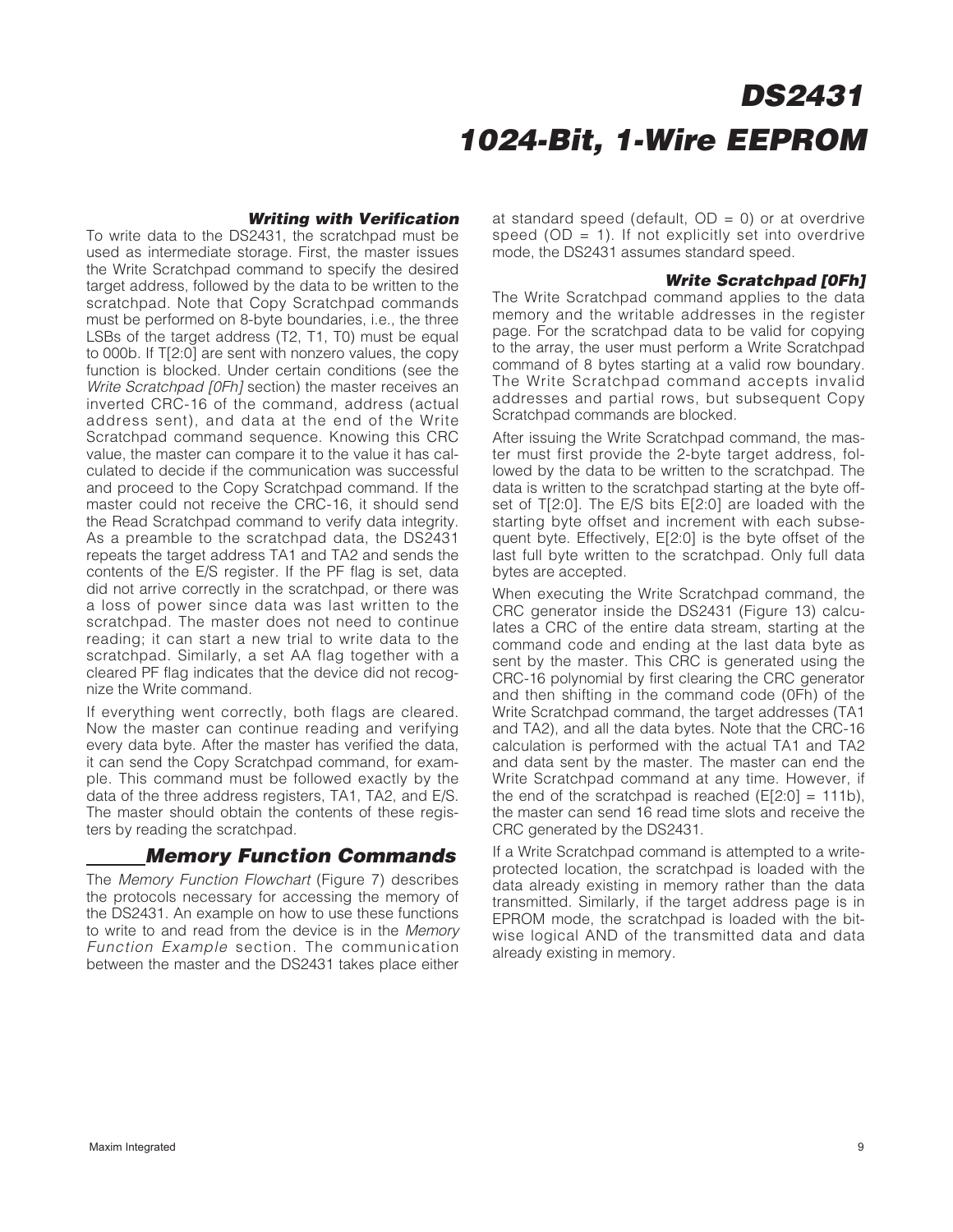### *Writing with Verification*

To write data to the DS2431, the scratchpad must be used as intermediate storage. First, the master issues the Write Scratchpad command to specify the desired target address, followed by the data to be written to the scratchpad. Note that Copy Scratchpad commands must be performed on 8-byte boundaries, i.e., the three LSBs of the target address (T2, T1, T0) must be equal to 000b. If T[2:0] are sent with nonzero values, the copy function is blocked. Under certain conditions (see the *Write Scratchpad [0Fh]* section) the master receives an inverted CRC-16 of the command, address (actual address sent), and data at the end of the Write Scratchpad command sequence. Knowing this CRC value, the master can compare it to the value it has calculated to decide if the communication was successful and proceed to the Copy Scratchpad command. If the master could not receive the CRC-16, it should send the Read Scratchpad command to verify data integrity. As a preamble to the scratchpad data, the DS2431 repeats the target address TA1 and TA2 and sends the contents of the E/S register. If the PF flag is set, data did not arrive correctly in the scratchpad, or there was a loss of power since data was last written to the scratchpad. The master does not need to continue reading; it can start a new trial to write data to the scratchpad. Similarly, a set AA flag together with a cleared PF flag indicates that the device did not recognize the Write command.

If everything went correctly, both flags are cleared. Now the master can continue reading and verifying every data byte. After the master has verified the data, it can send the Copy Scratchpad command, for example. This command must be followed exactly by the data of the three address registers, TA1, TA2, and E/S. The master should obtain the contents of these registers by reading the scratchpad.

## *Memory Function Commands*

The *Memory Function Flowchart* (Figure 7) describes the protocols necessary for accessing the memory of the DS2431. An example on how to use these functions to write to and read from the device is in the *Memory Function Example* section. The communication between the master and the DS2431 takes place either at standard speed (default, OD = 0) or at overdrive speed (OD = 1). If not explicitly set into overdrive mode, the DS2431 assumes standard speed.

### *Write Scratchpad [0Fh]*

The Write Scratchpad command applies to the data memory and the writable addresses in the register page. For the scratchpad data to be valid for copying to the array, the user must perform a Write Scratchpad command of 8 bytes starting at a valid row boundary. The Write Scratchpad command accepts invalid addresses and partial rows, but subsequent Copy Scratchpad commands are blocked.

After issuing the Write Scratchpad command, the master must first provide the 2-byte target address, followed by the data to be written to the scratchpad. The data is written to the scratchpad starting at the byte offset of T[2:0]. The E/S bits E[2:0] are loaded with the starting byte offset and increment with each subsequent byte. Effectively, E[2:0] is the byte offset of the last full byte written to the scratchpad. Only full data bytes are accepted.

When executing the Write Scratchpad command, the CRC generator inside the DS2431 (Figure 13) calculates a CRC of the entire data stream, starting at the command code and ending at the last data byte as sent by the master. This CRC is generated using the CRC-16 polynomial by first clearing the CRC generator and then shifting in the command code (0Fh) of the Write Scratchpad command, the target addresses (TA1 and TA2), and all the data bytes. Note that the CRC-16 calculation is performed with the actual TA1 and TA2 and data sent by the master. The master can end the Write Scratchpad command at any time. However, if the end of the scratchpad is reached (E[2:0] = 111b), the master can send 16 read time slots and receive the CRC generated by the DS2431.

If a Write Scratchpad command is attempted to a write-protected location, the scratchpad is loaded with the data already existing in memory rather than the data transmitted. Similarly, if the target address page is in EPROM mode, the scratchpad is loaded with the bitwise logical AND of the transmitted data and data already existing in memory.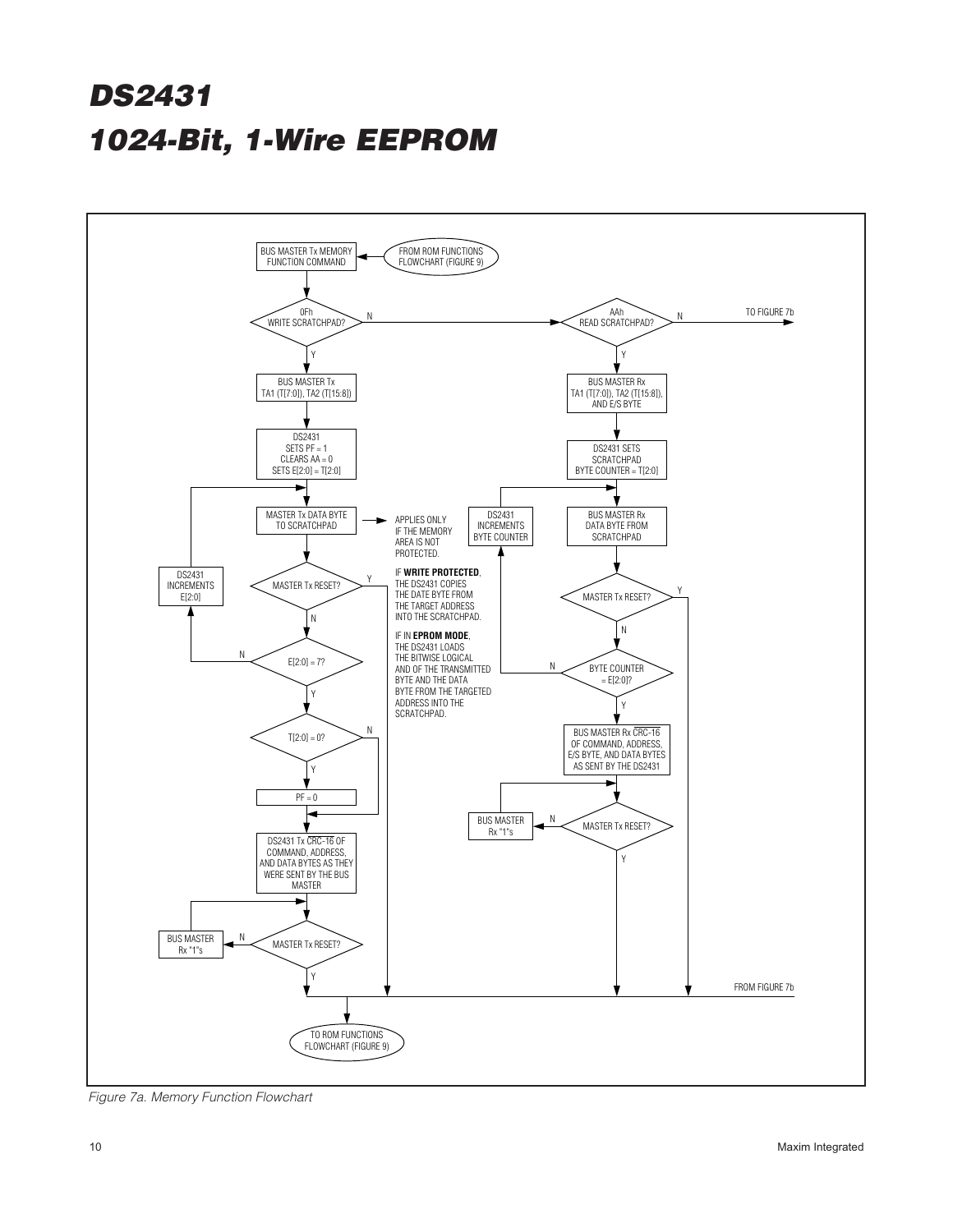BUS MASTER Tx MEMORY FUNCTION COMMAND

FROM ROM FUNCTIONS FLOWCHART (FIGURE 9)

0Fh WRITE SCRATCHPAD?

AAh READ SCRATCHPAD?

TO FIGURE 7b

BUS MASTER Tx TA1 (T[7:0]), TA2 (T[15:8])

DS2431 SETS PF = 1 CLEARS AA = 0 SETS E[2:0] = T[2:0]

MASTER Tx DATA BYTE TO SCRATCHPAD

APPLIES ONLY IF THE MEMORY AREA IS NOT PROTECTED.

IF **WRITE PROTECTED**, THE DS2431 COPIES THE DATE BYTE FROM THE TARGET ADDRESS INTO THE SCRATCHPAD.

IF IN **EPROM MODE**, THE DS2431 LOADS THE BITWISE LOGICAL AND OF THE TRANSMITTED BYTE AND THE DATA BYTE FROM THE TARGETED ADDRESS INTO THE SCRATCHPAD.

MASTER Tx RESET?

DS2431 INCREMENTS E[2:0]

E[2:0] = 7?

T[2:0] = 0?

PF = 0

DS2431 Tx $\overline{\text{CRC-16}}$ OF COMMAND, ADDRESS, AND DATA BYTES AS THEY WERE SENT BY THE BUS MASTER

MASTER Tx RESET?

BUS MASTER Rx "1"s

BUS MASTER Rx TA1 (T[7:0]), TA2 (T[15:8]), AND E/S BYTE

DS2431 SETS SCRATCHPAD BYTE COUNTER = T[2:0]

BUS MASTER Rx DATA BYTE FROM SCRATCHPAD

DS2431 INCREMENTS BYTE COUNTER

MASTER Tx RESET?

BYTE COUNTER = E[2:0]?

BUS MASTER Rx $\overline{\text{CRC-16}}$ OF COMMAND, ADDRESS, E/S BYTE, AND DATA BYTES AS SENT BY THE DS2431

MASTER Tx RESET?

BUS MASTER Rx "1"s

FROM FIGURE 7b

TO ROM FUNCTIONS FLOWCHART (FIGURE 9)

*Figure 7a. Memory Function Flowchart*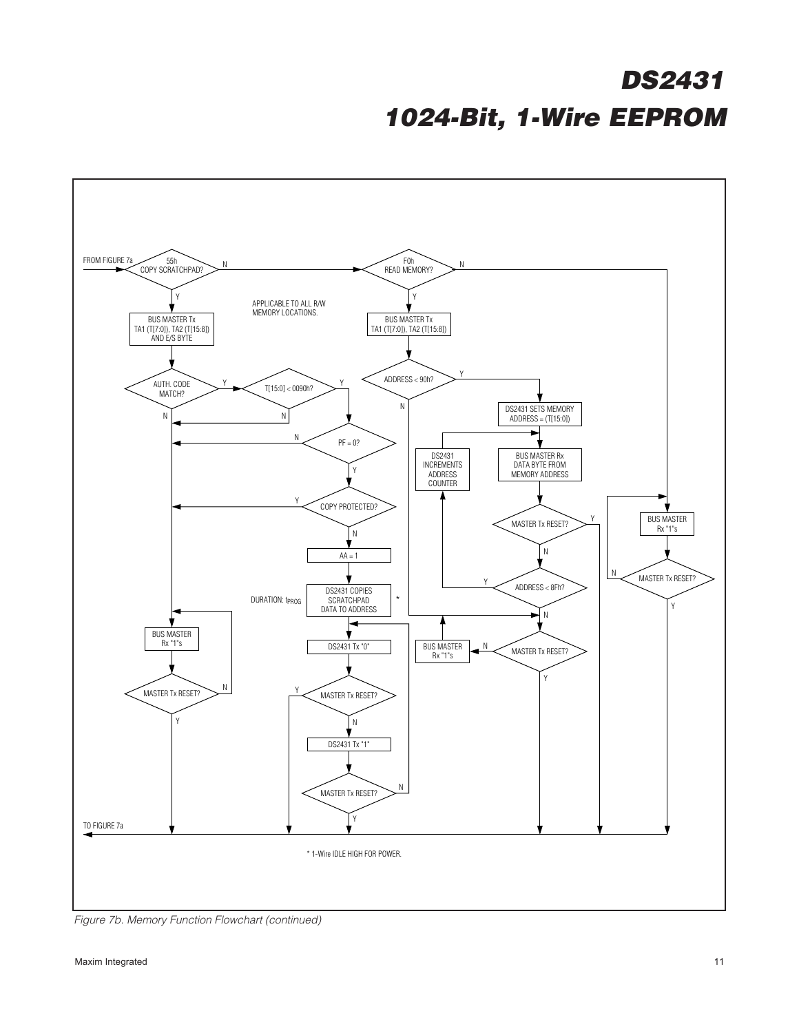FROM FIGURE 7a

55h COPY SCRATCHPAD? — N → F0h READ MEMORY?

Y → BUS MASTER Tx TA1 (T[7:0]), TA2 (T[15:8]) AND E/S BYTE

APPLICABLE TO ALL R/W MEMORY LOCATIONS.

AUTH. CODE MATCH? — Y → T[15:0] < 0090h? — Y → PF = 0? — Y → COPY PROTECTED? — N → AA = 1 → DS2431 COPIES SCRATCHPAD DATA TO ADDRESS *

DURATION: $t_{PROG}$

DS2431 Tx "0" → MASTER Tx RESET? — N → DS2431 Tx "1" → MASTER Tx RESET? — N → (back to DS2431 Tx "0")

BUS MASTER Rx "1"s → MASTER Tx RESET? — N → (back to BUS MASTER Rx "1"s)

F0h READ MEMORY? — Y → BUS MASTER Tx TA1 (T[7:0]), TA2 (T[15:8]) → ADDRESS < 90h? — Y → DS2431 SETS MEMORY ADDRESS = (T[15:0]) → BUS MASTER Rx DATA BYTE FROM MEMORY ADDRESS → MASTER Tx RESET? — N → ADDRESS < 8Fh? — Y → DS2431 INCREMENTS ADDRESS COUNTER

ADDRESS < 8Fh? — N → MASTER Tx RESET? — N → BUS MASTER Rx "1"s

F0h READ MEMORY? — N → BUS MASTER Rx "1"s → MASTER Tx RESET? — N → (back to BUS MASTER Rx "1"s)

TO FIGURE 7a

\* 1-Wire IDLE HIGH FOR POWER.

*Figure 7b. Memory Function Flowchart (continued)*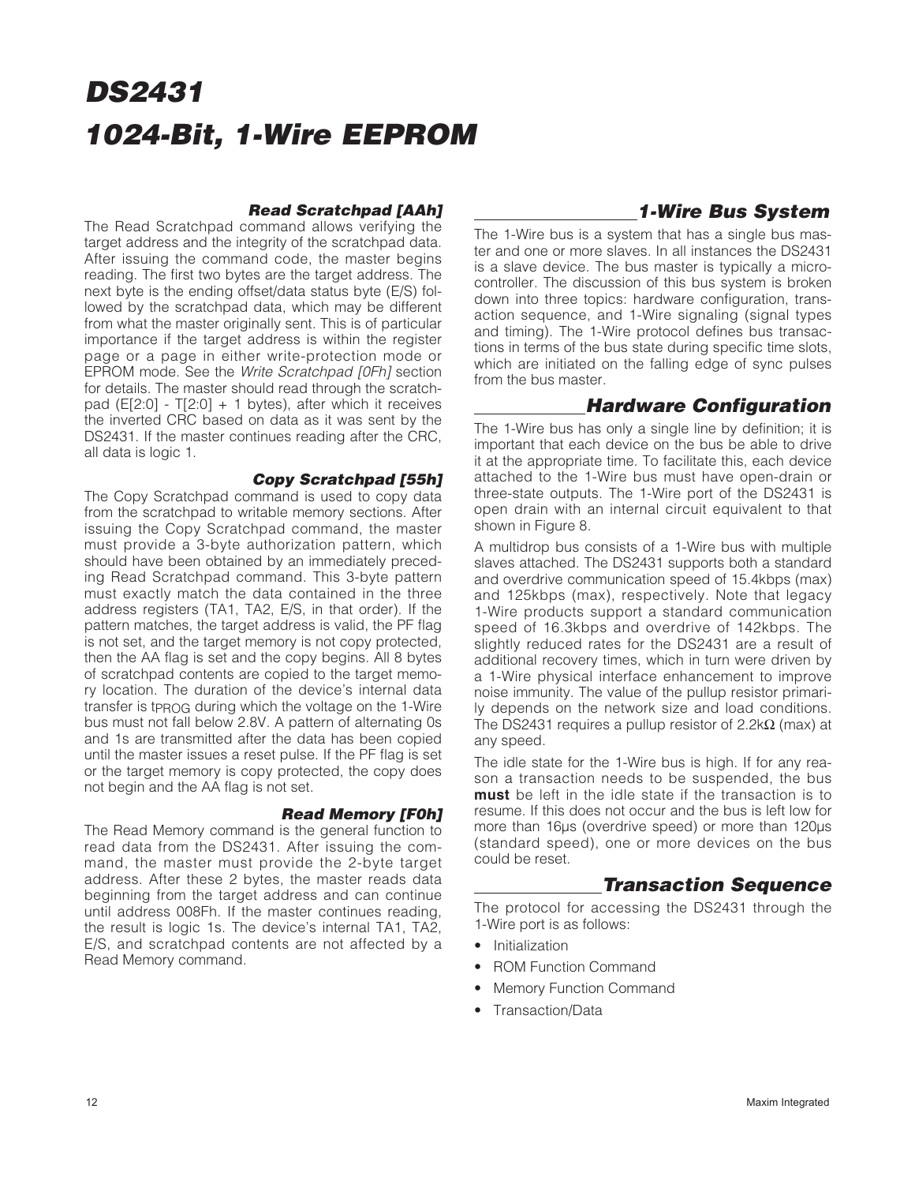### Read Scratchpad [AAh]

The Read Scratchpad command allows verifying the target address and the integrity of the scratchpad data. After issuing the command code, the master begins reading. The first two bytes are the target address. The next byte is the ending offset/data status byte (E/S) followed by the scratchpad data, which may be different from what the master originally sent. This is of particular importance if the target address is within the register page or a page in either write-protection mode or EPROM mode. See the *Write Scratchpad [0Fh]* section for details. The master should read through the scratchpad (E[2:0] - T[2:0] + 1 bytes), after which it receives the inverted CRC based on data as it was sent by the DS2431. If the master continues reading after the CRC, all data is logic 1.

### Copy Scratchpad [55h]

The Copy Scratchpad command is used to copy data from the scratchpad to writable memory sections. After issuing the Copy Scratchpad command, the master must provide a 3-byte authorization pattern, which should have been obtained by an immediately preceding Read Scratchpad command. This 3-byte pattern must exactly match the data contained in the three address registers (TA1, TA2, E/S, in that order). If the pattern matches, the target address is valid, the PF flag is not set, and the target memory is not copy protected, then the AA flag is set and the copy begins. All 8 bytes of scratchpad contents are copied to the target memory location. The duration of the device's internal data transfer is $t_{PROG}$ during which the voltage on the 1-Wire bus must not fall below 2.8V. A pattern of alternating 0s and 1s are transmitted after the data has been copied until the master issues a reset pulse. If the PF flag is set or the target memory is copy protected, the copy does not begin and the AA flag is not set.

### Read Memory [F0h]

The Read Memory command is the general function to read data from the DS2431. After issuing the command, the master must provide the 2-byte target address. After these 2 bytes, the master reads data beginning from the target address and can continue until address 008Fh. If the master continues reading, the result is logic 1s. The device's internal TA1, TA2, E/S, and scratchpad contents are not affected by a Read Memory command.

## 1-Wire Bus System

The 1-Wire bus is a system that has a single bus master and one or more slaves. In all instances the DS2431 is a slave device. The bus master is typically a microcontroller. The discussion of this bus system is broken down into three topics: hardware configuration, transaction sequence, and 1-Wire signaling (signal types and timing). The 1-Wire protocol defines bus transactions in terms of the bus state during specific time slots, which are initiated on the falling edge of sync pulses from the bus master.

## Hardware Configuration

The 1-Wire bus has only a single line by definition; it is important that each device on the bus be able to drive it at the appropriate time. To facilitate this, each device attached to the 1-Wire bus must have open-drain or three-state outputs. The 1-Wire port of the DS2431 is open drain with an internal circuit equivalent to that shown in Figure 8.

A multidrop bus consists of a 1-Wire bus with multiple slaves attached. The DS2431 supports both a standard and overdrive communication speed of 15.4kbps (max) and 125kbps (max), respectively. Note that legacy 1-Wire products support a standard communication speed of 16.3kbps and overdrive of 142kbps. The slightly reduced rates for the DS2431 are a result of additional recovery times, which in turn were driven by a 1-Wire physical interface enhancement to improve noise immunity. The value of the pullup resistor primarily depends on the network size and load conditions. The DS2431 requires a pullup resistor of 2.2kΩ (max) at any speed.

The idle state for the 1-Wire bus is high. If for any reason a transaction needs to be suspended, the bus **must** be left in the idle state if the transaction is to resume. If this does not occur and the bus is left low for more than 16µs (overdrive speed) or more than 120µs (standard speed), one or more devices on the bus could be reset.

## Transaction Sequence

The protocol for accessing the DS2431 through the 1-Wire port is as follows:

- Initialization
- ROM Function Command
- Memory Function Command
- Transaction/Data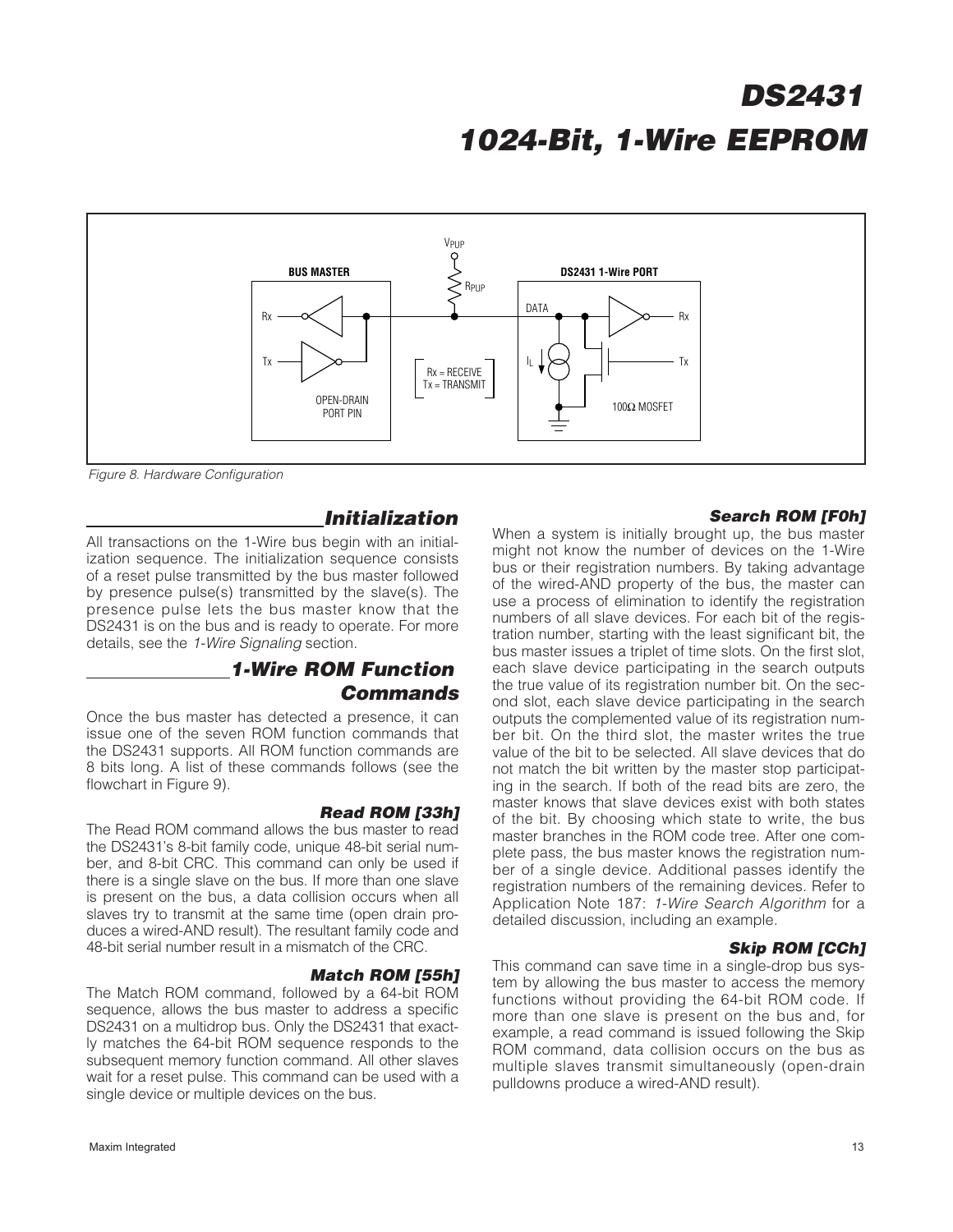Figure 8. Hardware Configuration

## Initialization

All transactions on the 1-Wire bus begin with an initialization sequence. The initialization sequence consists of a reset pulse transmitted by the bus master followed by presence pulse(s) transmitted by the slave(s). The presence pulse lets the bus master know that the DS2431 is on the bus and is ready to operate. For more details, see the *1-Wire Signaling* section.

## 1-Wire ROM Function Commands

Once the bus master has detected a presence, it can issue one of the seven ROM function commands that the DS2431 supports. All ROM function commands are 8 bits long. A list of these commands follows (see the flowchart in Figure 9).

### Read ROM [33h]

The Read ROM command allows the bus master to read the DS2431's 8-bit family code, unique 48-bit serial number, and 8-bit CRC. This command can only be used if there is a single slave on the bus. If more than one slave is present on the bus, a data collision occurs when all slaves try to transmit at the same time (open drain produces a wired-AND result). The resultant family code and 48-bit serial number result in a mismatch of the CRC.

### Match ROM [55h]

The Match ROM command, followed by a 64-bit ROM sequence, allows the bus master to address a specific DS2431 on a multidrop bus. Only the DS2431 that exactly matches the 64-bit ROM sequence responds to the subsequent memory function command. All other slaves wait for a reset pulse. This command can be used with a single device or multiple devices on the bus.

### Search ROM [F0h]

When a system is initially brought up, the bus master might not know the number of devices on the 1-Wire bus or their registration numbers. By taking advantage of the wired-AND property of the bus, the master can use a process of elimination to identify the registration numbers of all slave devices. For each bit of the registration number, starting with the least significant bit, the bus master issues a triplet of time slots. On the first slot, each slave device participating in the search outputs the true value of its registration number bit. On the second slot, each slave device participating in the search outputs the complemented value of its registration number bit. On the third slot, the master writes the true value of the bit to be selected. All slave devices that do not match the bit written by the master stop participating in the search. If both of the read bits are zero, the master knows that slave devices exist with both states of the bit. By choosing which state to write, the bus master branches in the ROM code tree. After one complete pass, the bus master knows the registration number of a single device. Additional passes identify the registration numbers of the remaining devices. Refer to Application Note 187: *1-Wire Search Algorithm* for a detailed discussion, including an example.

### Skip ROM [CCh]

This command can save time in a single-drop bus system by allowing the bus master to access the memory functions without providing the 64-bit ROM code. If more than one slave is present on the bus and, for example, a read command is issued following the Skip ROM command, data collision occurs on the bus as multiple slaves transmit simultaneously (open-drain pulldowns produce a wired-AND result).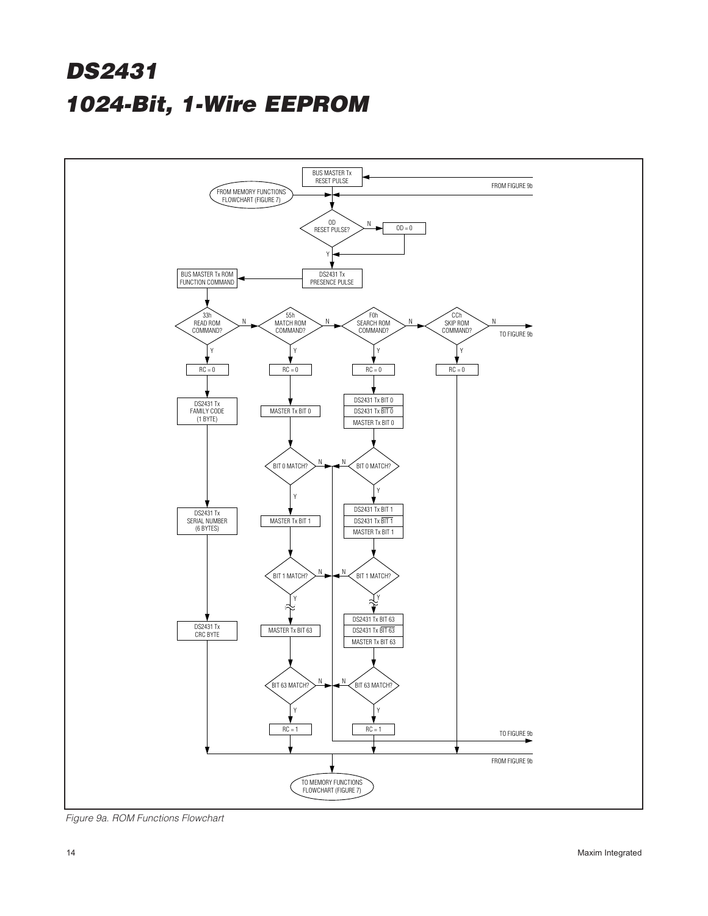# DS2431

# 1024-Bit, 1-Wire EEPROM

BUS MASTER Tx RESET PULSE

FROM FIGURE 9b

FROM MEMORY FUNCTIONS FLOWCHART (FIGURE 7)

OD RESET PULSE?

N

OD = 0

Y

DS2431 Tx PRESENCE PULSE

BUS MASTER Tx ROM FUNCTION COMMAND

33h READ ROM COMMAND?

55h MATCH ROM COMMAND?

F0h SEARCH ROM COMMAND?

CCh SKIP ROM COMMAND?

TO FIGURE 9b

RC = 0

DS2431 Tx FAMILY CODE (1 BYTE)

MASTER Tx BIT 0

DS2431 Tx BIT 0

DS2431 Tx $\overline{\text{BIT 0}}$

MASTER Tx BIT 0

BIT 0 MATCH?

DS2431 Tx SERIAL NUMBER (6 BYTES)

MASTER Tx BIT 1

DS2431 Tx BIT 1

DS2431 Tx $\overline{\text{BIT 1}}$

MASTER Tx BIT 1

BIT 1 MATCH?

DS2431 Tx CRC BYTE

MASTER Tx BIT 63

DS2431 Tx BIT 63

DS2431 Tx $\overline{\text{BIT 63}}$

MASTER Tx BIT 63

BIT 63 MATCH?

RC = 1

TO FIGURE 9b

FROM FIGURE 9b

TO MEMORY FUNCTIONS FLOWCHART (FIGURE 7)

*Figure 9a. ROM Functions Flowchart*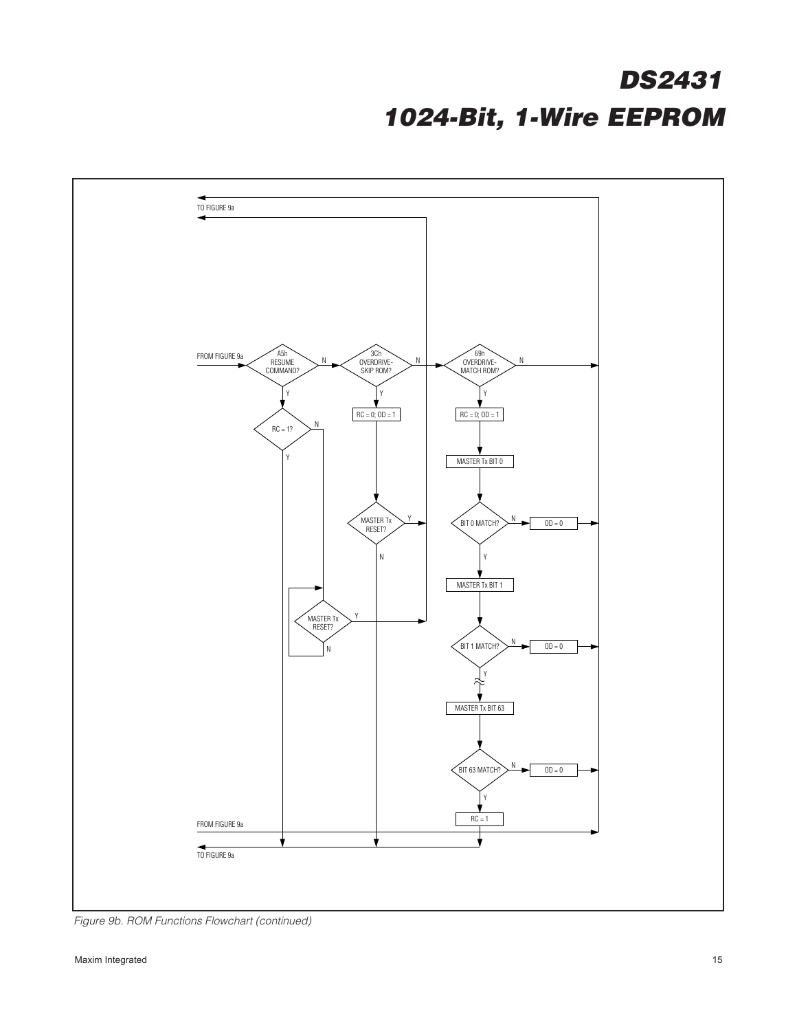TO FIGURE 9a

FROM FIGURE 9a

A5h RESUME COMMAND?

N

Y

RC = 1?

N

Y

MASTER Tx RESET?

Y

N

3Ch OVERDRIVE-SKIP ROM?

N

Y

RC = 0; OD = 1

MASTER Tx RESET?

Y

N

69h OVERDRIVE-MATCH ROM?

N

Y

RC = 0; OD = 1

MASTER Tx BIT 0

BIT 0 MATCH?

N

OD = 0

Y

MASTER Tx BIT 1

BIT 1 MATCH?

N

OD = 0

Y

MASTER Tx BIT 63

BIT 63 MATCH?

N

OD = 0

Y

RC = 1

FROM FIGURE 9a

TO FIGURE 9a

*Figure 9b. ROM Functions Flowchart (continued)*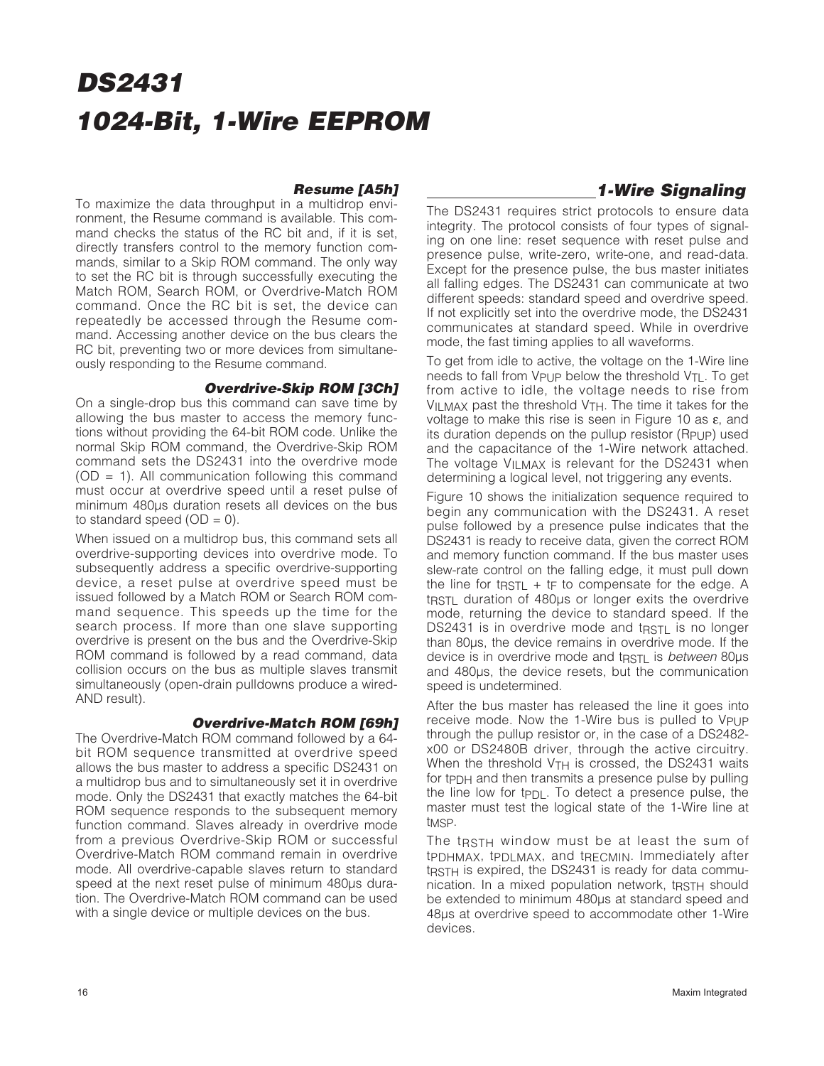### Resume [A5h]

To maximize the data throughput in a multidrop environment, the Resume command is available. This command checks the status of the RC bit and, if it is set, directly transfers control to the memory function commands, similar to a Skip ROM command. The only way to set the RC bit is through successfully executing the Match ROM, Search ROM, or Overdrive-Match ROM command. Once the RC bit is set, the device can repeatedly be accessed through the Resume command. Accessing another device on the bus clears the RC bit, preventing two or more devices from simultaneously responding to the Resume command.

### Overdrive-Skip ROM [3Ch]

On a single-drop bus this command can save time by allowing the bus master to access the memory functions without providing the 64-bit ROM code. Unlike the normal Skip ROM command, the Overdrive-Skip ROM command sets the DS2431 into the overdrive mode (OD = 1). All communication following this command must occur at overdrive speed until a reset pulse of minimum 480µs duration resets all devices on the bus to standard speed (OD = 0).

When issued on a multidrop bus, this command sets all overdrive-supporting devices into overdrive mode. To subsequently address a specific overdrive-supporting device, a reset pulse at overdrive speed must be issued followed by a Match ROM or Search ROM command sequence. This speeds up the time for the search process. If more than one slave supporting overdrive is present on the bus and the Overdrive-Skip ROM command is followed by a read command, data collision occurs on the bus as multiple slaves transmit simultaneously (open-drain pulldowns produce a wired-AND result).

### Overdrive-Match ROM [69h]

The Overdrive-Match ROM command followed by a 64-bit ROM sequence transmitted at overdrive speed allows the bus master to address a specific DS2431 on a multidrop bus and to simultaneously set it in overdrive mode. Only the DS2431 that exactly matches the 64-bit ROM sequence responds to the subsequent memory function command. Slaves already in overdrive mode from a previous Overdrive-Skip ROM or successful Overdrive-Match ROM command remain in overdrive mode. All overdrive-capable slaves return to standard speed at the next reset pulse of minimum 480µs duration. The Overdrive-Match ROM command can be used with a single device or multiple devices on the bus.

## 1-Wire Signaling

The DS2431 requires strict protocols to ensure data integrity. The protocol consists of four types of signaling on one line: reset sequence with reset pulse and presence pulse, write-zero, write-one, and read-data. Except for the presence pulse, the bus master initiates all falling edges. The DS2431 can communicate at two different speeds: standard speed and overdrive speed. If not explicitly set into the overdrive mode, the DS2431 communicates at standard speed. While in overdrive mode, the fast timing applies to all waveforms.

To get from idle to active, the voltage on the 1-Wire line needs to fall from $V_{PUP}$ below the threshold $V_{TL}$. To get from active to idle, the voltage needs to rise from $V_{ILMAX}$ past the threshold $V_{TH}$. The time it takes for the voltage to make this rise is seen in Figure 10 as $\varepsilon$, and its duration depends on the pullup resistor ($R_{PUP}$) used and the capacitance of the 1-Wire network attached. The voltage $V_{ILMAX}$ is relevant for the DS2431 when determining a logical level, not triggering any events.

Figure 10 shows the initialization sequence required to begin any communication with the DS2431. A reset pulse followed by a presence pulse indicates that the DS2431 is ready to receive data, given the correct ROM and memory function command. If the bus master uses slew-rate control on the falling edge, it must pull down the line for $t_{RSTL} + t_F$ to compensate for the edge. A $t_{RSTL}$ duration of 480µs or longer exits the overdrive mode, returning the device to standard speed. If the DS2431 is in overdrive mode and $t_{RSTL}$ is no longer than 80µs, the device remains in overdrive mode. If the device is in overdrive mode and $t_{RSTL}$ is *between* 80µs and 480µs, the device resets, but the communication speed is undetermined.

After the bus master has released the line it goes into receive mode. Now the 1-Wire bus is pulled to $V_{PUP}$ through the pullup resistor or, in the case of a DS2482-x00 or DS2480B driver, through the active circuitry. When the threshold $V_{TH}$ is crossed, the DS2431 waits for $t_{PDH}$ and then transmits a presence pulse by pulling the line low for $t_{PDL}$. To detect a presence pulse, the master must test the logical state of the 1-Wire line at $t_{MSP}$.

The $t_{RSTH}$ window must be at least the sum of $t_{PDHMAX}$, $t_{PDLMAX}$, and $t_{RECMIN}$. Immediately after $t_{RSTH}$ is expired, the DS2431 is ready for data communication. In a mixed population network, $t_{RSTH}$ should be extended to minimum 480µs at standard speed and 48µs at overdrive speed to accommodate other 1-Wire devices.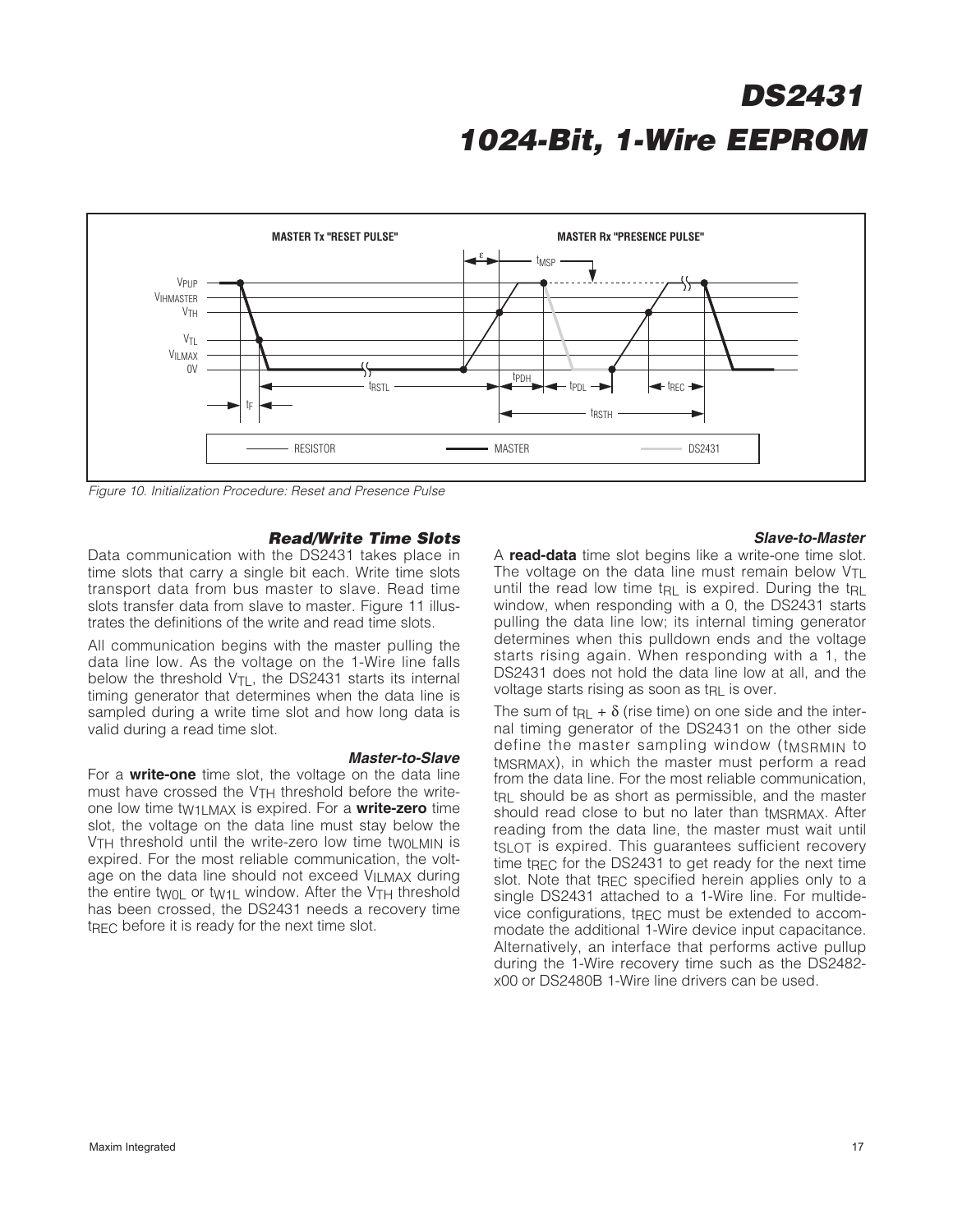Figure 10. Initialization Procedure: Reset and Presence Pulse

### Read/Write Time Slots

Data communication with the DS2431 takes place in time slots that carry a single bit each. Write time slots transport data from bus master to slave. Read time slots transfer data from slave to master. Figure 11 illustrates the definitions of the write and read time slots.

All communication begins with the master pulling the data line low. As the voltage on the 1-Wire line falls below the threshold $V_{TL}$, the DS2431 starts its internal timing generator that determines when the data line is sampled during a write time slot and how long data is valid during a read time slot.

#### Master-to-Slave

For a **write-one** time slot, the voltage on the data line must have crossed the $V_{TH}$ threshold before the write-one low time $t_{W1LMAX}$ is expired. For a **write-zero** time slot, the voltage on the data line must stay below the $V_{TH}$ threshold until the write-zero low time $t_{W0LMIN}$ is expired. For the most reliable communication, the voltage on the data line should not exceed $V_{ILMAX}$ during the entire $t_{W0L}$ or $t_{W1L}$ window. After the $V_{TH}$ threshold has been crossed, the DS2431 needs a recovery time $t_{REC}$ before it is ready for the next time slot.

#### Slave-to-Master

A **read-data** time slot begins like a write-one time slot. The voltage on the data line must remain below $V_{TL}$ until the read low time $t_{RL}$ is expired. During the $t_{RL}$ window, when responding with a 0, the DS2431 starts pulling the data line low; its internal timing generator determines when this pulldown ends and the voltage starts rising again. When responding with a 1, the DS2431 does not hold the data line low at all, and the voltage starts rising as soon as $t_{RL}$ is over.

The sum of $t_{RL} + \delta$ (rise time) on one side and the internal timing generator of the DS2431 on the other side define the master sampling window ($t_{MSRMIN}$ to $t_{MSRMAX}$), in which the master must perform a read from the data line. For the most reliable communication, $t_{RL}$ should be as short as permissible, and the master should read close to but no later than $t_{MSRMAX}$. After reading from the data line, the master must wait until $t_{SLOT}$ is expired. This guarantees sufficient recovery time $t_{REC}$ for the DS2431 to get ready for the next time slot. Note that $t_{REC}$ specified herein applies only to a single DS2431 attached to a 1-Wire line. For multidevice configurations, $t_{REC}$ must be extended to accommodate the additional 1-Wire device input capacitance. Alternatively, an interface that performs active pullup during the 1-Wire recovery time such as the DS2482-x00 or DS2480B 1-Wire line drivers can be used.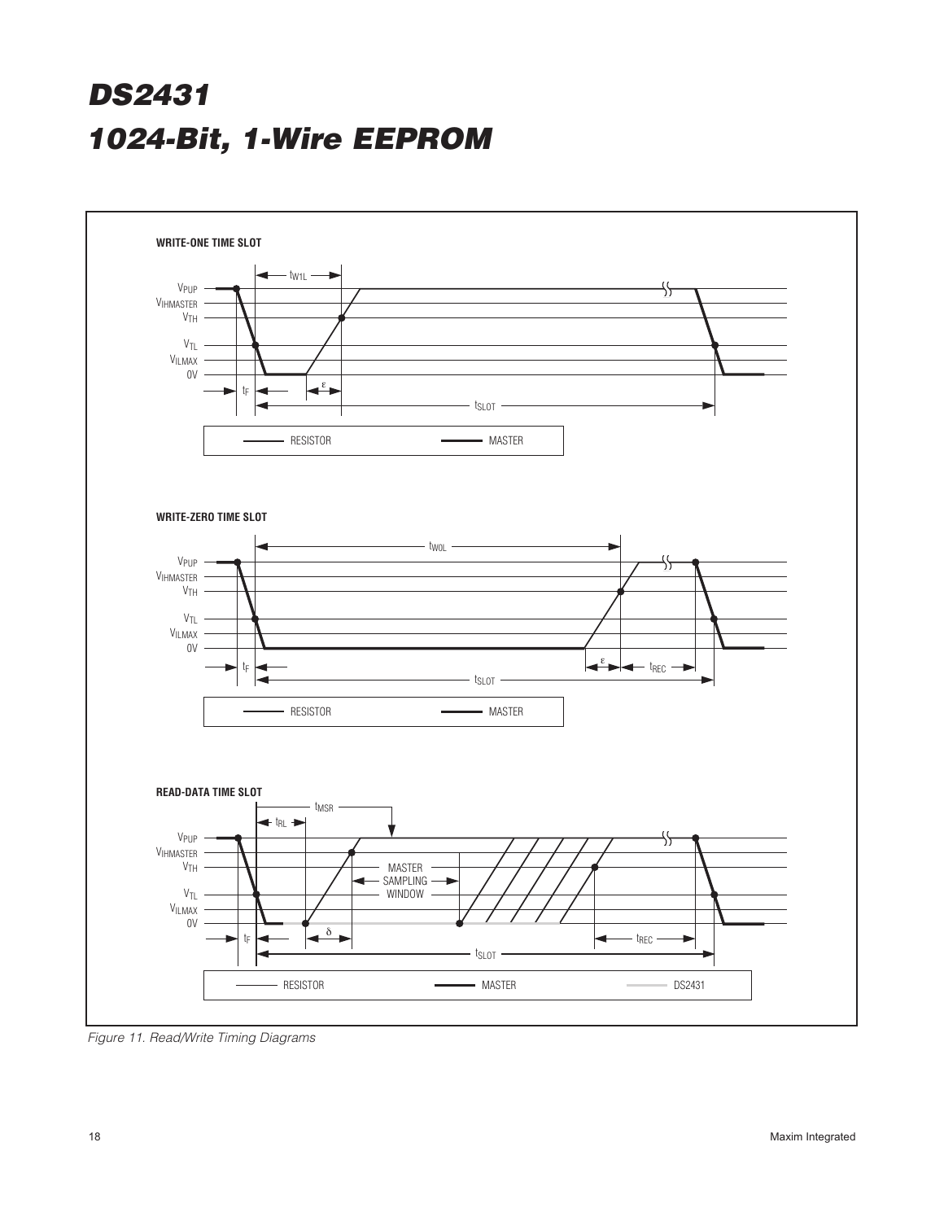Figure 11. Read/Write Timing Diagrams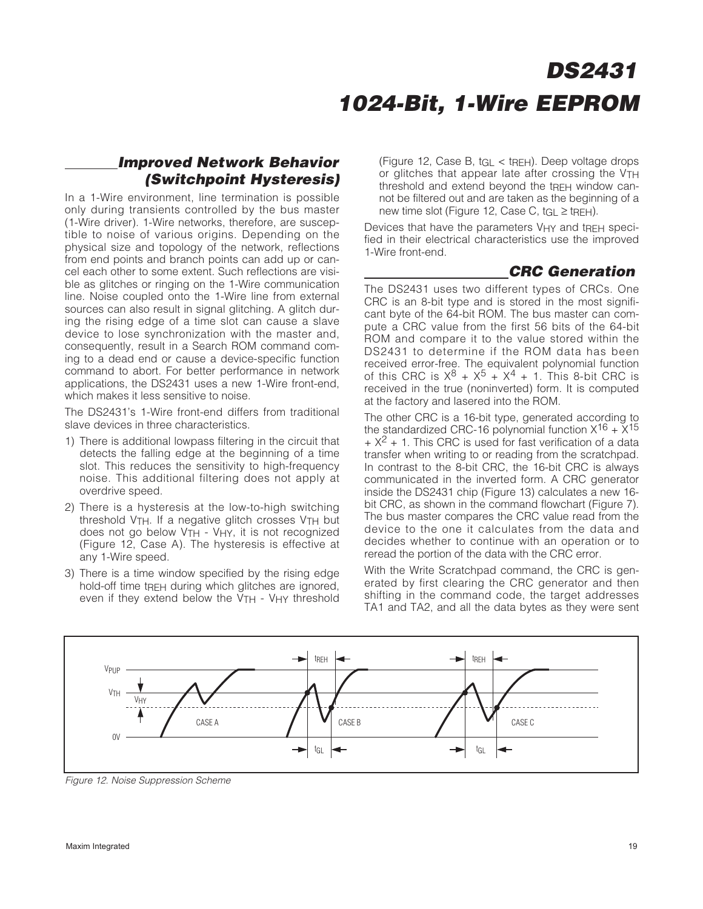## Improved Network Behavior (Switchpoint Hysteresis)

In a 1-Wire environment, line termination is possible only during transients controlled by the bus master (1-Wire driver). 1-Wire networks, therefore, are susceptible to noise of various origins. Depending on the physical size and topology of the network, reflections from end points and branch points can add up or cancel each other to some extent. Such reflections are visible as glitches or ringing on the 1-Wire communication line. Noise coupled onto the 1-Wire line from external sources can also result in signal glitching. A glitch during the rising edge of a time slot can cause a slave device to lose synchronization with the master and, consequently, result in a Search ROM command coming to a dead end or cause a device-specific function command to abort. For better performance in network applications, the DS2431 uses a new 1-Wire front-end, which makes it less sensitive to noise.

The DS2431's 1-Wire front-end differs from traditional slave devices in three characteristics.

1) There is additional lowpass filtering in the circuit that detects the falling edge at the beginning of a time slot. This reduces the sensitivity to high-frequency noise. This additional filtering does not apply at overdrive speed.
2) There is a hysteresis at the low-to-high switching threshold $V_{TH}$. If a negative glitch crosses $V_{TH}$ but does not go below $V_{TH}$ - $V_{HY}$, it is not recognized (Figure 12, Case A). The hysteresis is effective at any 1-Wire speed.
3) There is a time window specified by the rising edge hold-off time $t_{REH}$ during which glitches are ignored, even if they extend below the $V_{TH}$ - $V_{HY}$ threshold (Figure 12, Case B, $t_{GL} < t_{REH}$). Deep voltage drops or glitches that appear late after crossing the $V_{TH}$ threshold and extend beyond the $t_{REH}$ window cannot be filtered out and are taken as the beginning of a new time slot (Figure 12, Case C, $t_{GL} \geq t_{REH}$).

Devices that have the parameters $V_{HY}$ and $t_{REH}$ specified in their electrical characteristics use the improved 1-Wire front-end.

## CRC Generation

The DS2431 uses two different types of CRCs. One CRC is an 8-bit type and is stored in the most significant byte of the 64-bit ROM. The bus master can compute a CRC value from the first 56 bits of the 64-bit ROM and compare it to the value stored within the DS2431 to determine if the ROM data has been received error-free. The equivalent polynomial function of this CRC is $X^8 + X^5 + X^4 + 1$. This 8-bit CRC is received in the true (noninverted) form. It is computed at the factory and lasered into the ROM.

The other CRC is a 16-bit type, generated according to the standardized CRC-16 polynomial function $X^{16} + X^{15} + X^2 + 1$. This CRC is used for fast verification of a data transfer when writing to or reading from the scratchpad. In contrast to the 8-bit CRC, the 16-bit CRC is always communicated in the inverted form. A CRC generator inside the DS2431 chip (Figure 13) calculates a new 16-bit CRC, as shown in the command flowchart (Figure 7). The bus master compares the CRC value read from the device to the one it calculates from the data and decides whether to continue with an operation or to reread the portion of the data with the CRC error.

With the Write Scratchpad command, the CRC is generated by first clearing the CRC generator and then shifting in the command code, the target addresses TA1 and TA2, and all the data bytes as they were sent

*Figure 12. Noise Suppression Scheme*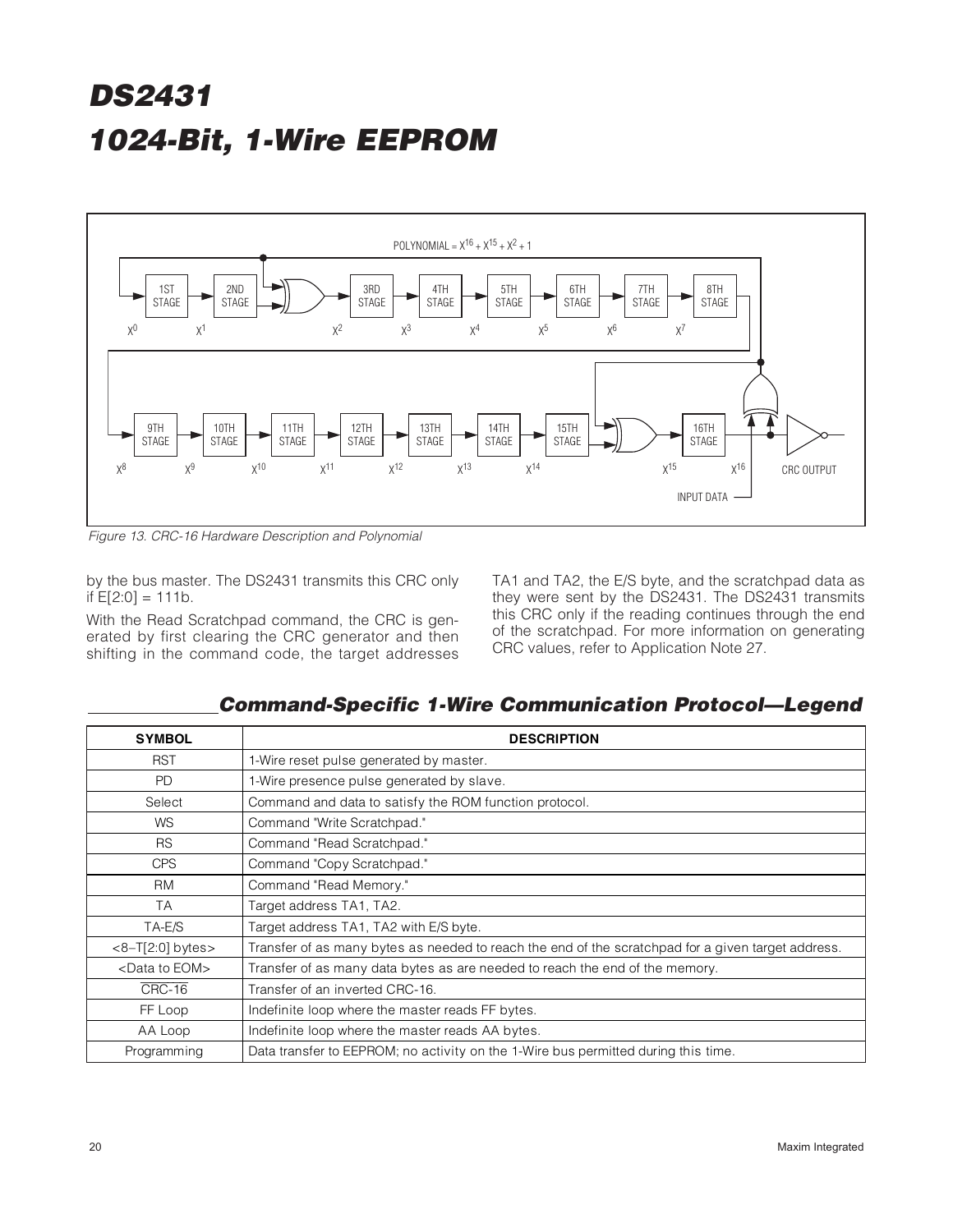Figure 13. CRC-16 Hardware Description and Polynomial

by the bus master. The DS2431 transmits this CRC only if E[2:0] = 111b.

With the Read Scratchpad command, the CRC is generated by first clearing the CRC generator and then shifting in the command code, the target addresses TA1 and TA2, the E/S byte, and the scratchpad data as they were sent by the DS2431. The DS2431 transmits this CRC only if the reading continues through the end of the scratchpad. For more information on generating CRC values, refer to Application Note 27.

## Command-Specific 1-Wire Communication Protocol—Legend

| SYMBOL | DESCRIPTION |
|---|---|
| RST | 1-Wire reset pulse generated by master. |
| PD | 1-Wire presence pulse generated by slave. |
| Select | Command and data to satisfy the ROM function protocol. |
| WS | Command "Write Scratchpad." |
| RS | Command "Read Scratchpad." |
| CPS | Command "Copy Scratchpad." |
| RM | Command "Read Memory." |
| TA | Target address TA1, TA2. |
| TA-E/S | Target address TA1, TA2 with E/S byte. |
| <8–T[2:0] bytes> | Transfer of as many bytes as needed to reach the end of the scratchpad for a given target address. |
| <Data to EOM> | Transfer of as many data bytes as are needed to reach the end of the memory. |
| $\overline{\text{CRC-16}}$ | Transfer of an inverted CRC-16. |
| FF Loop | Indefinite loop where the master reads FF bytes. |
| AA Loop | Indefinite loop where the master reads AA bytes. |
| Programming | Data transfer to EEPROM; no activity on the 1-Wire bus permitted during this time. |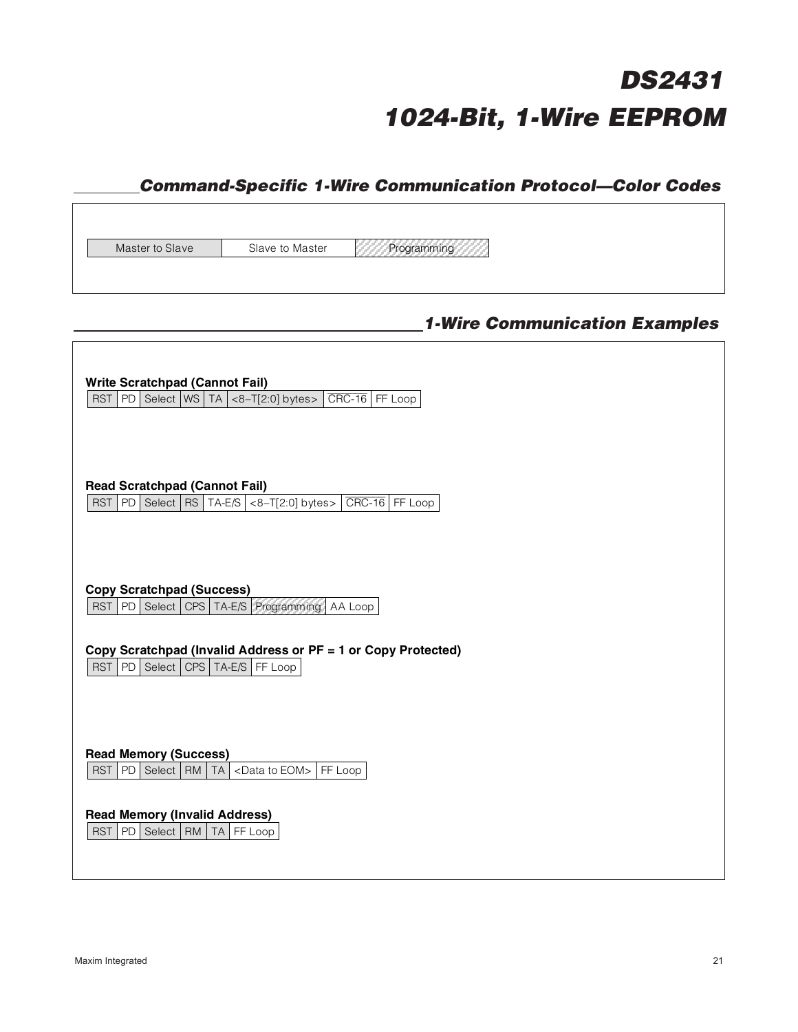## Command-Specific 1-Wire Communication Protocol—Color Codes

| Master to Slave | Slave to Master | Programming |
|---|---|---|

## 1-Wire Communication Examples

**Write Scratchpad (Cannot Fail)**

| RST | PD | Select | WS | TA | <8–T[2:0] bytes> | $\overline{\text{CRC-16}}$ | FF Loop |
|---|---|---|---|---|---|---|---|

**Read Scratchpad (Cannot Fail)**

| RST | PD | Select | RS | TA-E/S | <8–T[2:0] bytes> | $\overline{\text{CRC-16}}$ | FF Loop |
|---|---|---|---|---|---|---|---|

**Copy Scratchpad (Success)**

| RST | PD | Select | CPS | TA-E/S | Programming | AA Loop |
|---|---|---|---|---|---|---|

**Copy Scratchpad (Invalid Address or PF = 1 or Copy Protected)**

| RST | PD | Select | CPS | TA-E/S | FF Loop |
|---|---|---|---|---|---|

**Read Memory (Success)**

| RST | PD | Select | RM | TA | <Data to EOM> | FF Loop |
|---|---|---|---|---|---|---|

**Read Memory (Invalid Address)**

| RST | PD | Select | RM | TA | FF Loop |
|---|---|---|---|---|---|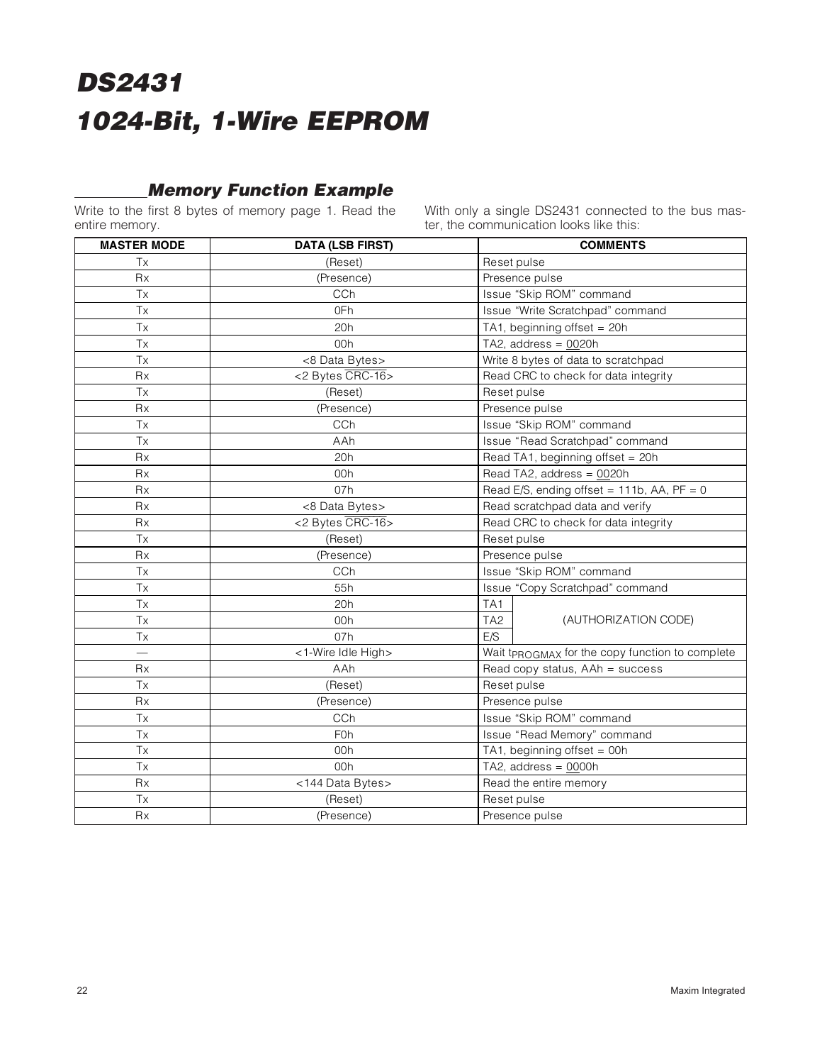## Memory Function Example

Write to the first 8 bytes of memory page 1. Read the entire memory.

With only a single DS2431 connected to the bus master, the communication looks like this:

| MASTER MODE | DATA (LSB FIRST) | COMMENTS |
|---|---|---|
| Tx | (Reset) | Reset pulse |
| Rx | (Presence) | Presence pulse |
| Tx | CCh | Issue "Skip ROM" command |
| Tx | 0Fh | Issue "Write Scratchpad" command |
| Tx | 20h | TA1, beginning offset = 20h |
| Tx | 00h | TA2, address = 0020h |
| Tx | <8 Data Bytes> | Write 8 bytes of data to scratchpad |
| Rx | <2 Bytes $\overline{\text{CRC-16}}$> | Read CRC to check for data integrity |
| Tx | (Reset) | Reset pulse |
| Rx | (Presence) | Presence pulse |
| Tx | CCh | Issue "Skip ROM" command |
| Tx | AAh | Issue "Read Scratchpad" command |
| Rx | 20h | Read TA1, beginning offset = 20h |
| Rx | 00h | Read TA2, address = 0020h |
| Rx | 07h | Read E/S, ending offset = 111b, AA, PF = 0 |
| Rx | <8 Data Bytes> | Read scratchpad data and verify |
| Rx | <2 Bytes $\overline{\text{CRC-16}}$> | Read CRC to check for data integrity |
| Tx | (Reset) | Reset pulse |
| Rx | (Presence) | Presence pulse |
| Tx | CCh | Issue "Skip ROM" command |
| Tx | 55h | Issue "Copy Scratchpad" command |
| Tx | 20h | TA1 (AUTHORIZATION CODE) |
| Tx | 00h | TA2 (AUTHORIZATION CODE) |
| Tx | 07h | E/S (AUTHORIZATION CODE) |
| — | <1-Wire Idle High> | Wait $t_{PROGMAX}$ for the copy function to complete |
| Rx | AAh | Read copy status, AAh = success |
| Tx | (Reset) | Reset pulse |
| Rx | (Presence) | Presence pulse |
| Tx | CCh | Issue "Skip ROM" command |
| Tx | F0h | Issue "Read Memory" command |
| Tx | 00h | TA1, beginning offset = 00h |
| Tx | 00h | TA2, address = 0000h |
| Rx | <144 Data Bytes> | Read the entire memory |
| Tx | (Reset) | Reset pulse |
| Rx | (Presence) | Presence pulse |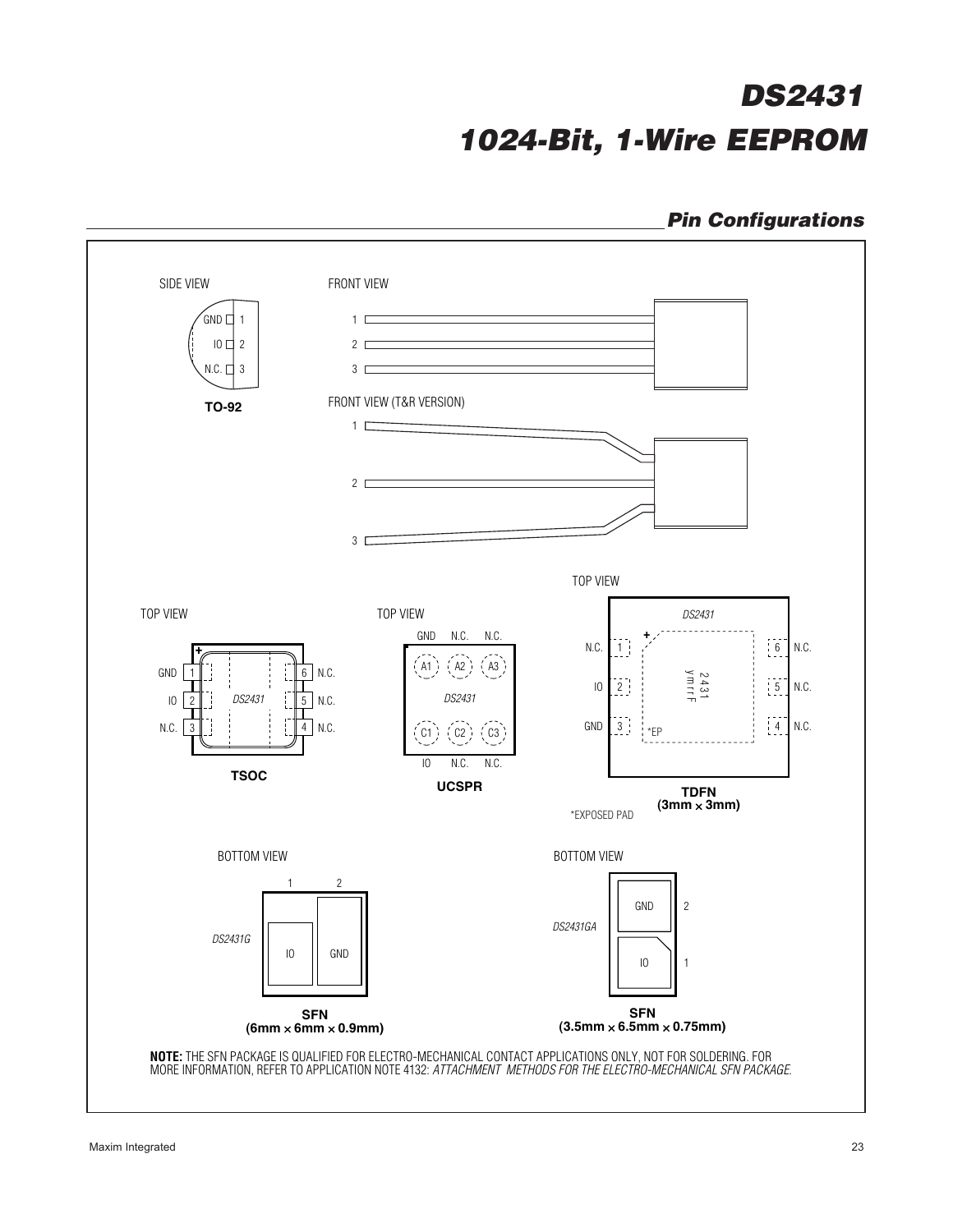## Pin Configurations

SIDE VIEW

| Pin | Name |
| --- | --- |
| 1 | GND |
| 2 | IO |
| 3 | N.C. |

**TO-92**

FRONT VIEW

FRONT VIEW (T&R VERSION)

TOP VIEW

| Pin | Name | Pin | Name |
| --- | --- | --- | --- |
| 1 | GND | 6 | N.C. |
| 2 | IO | 5 | N.C. |
| 3 | N.C. | 4 | N.C. |

**TSOC**

TOP VIEW

| | 1 | 2 | 3 |
| --- | --- | --- | --- |
| A | GND | N.C. | N.C. |
| C | IO | N.C. | N.C. |

**UCSPR**

TOP VIEW

| Pin | Name | Pin | Name |
| --- | --- | --- | --- |
| 1 | N.C. | 6 | N.C. |
| 2 | IO | 5 | N.C. |
| 3 | GND | 4 | N.C. |

**TDFN (3mm × 3mm)**

*EXPOSED PAD

BOTTOM VIEW

DS2431G

| Pin | Name |
| --- | --- |
| 1 | IO |
| 2 | GND |

**SFN (6mm × 6mm × 0.9mm)**

BOTTOM VIEW

DS2431GA

| Pin | Name |
| --- | --- |
| 1 | IO |
| 2 | GND |

**SFN (3.5mm × 6.5mm × 0.75mm)**

**NOTE:** THE SFN PACKAGE IS QUALIFIED FOR ELECTRO-MECHANICAL CONTACT APPLICATIONS ONLY, NOT FOR SOLDERING. FOR MORE INFORMATION, REFER TO APPLICATION NOTE 4132: *ATTACHMENT METHODS FOR THE ELECTRO-MECHANICAL SFN PACKAGE.*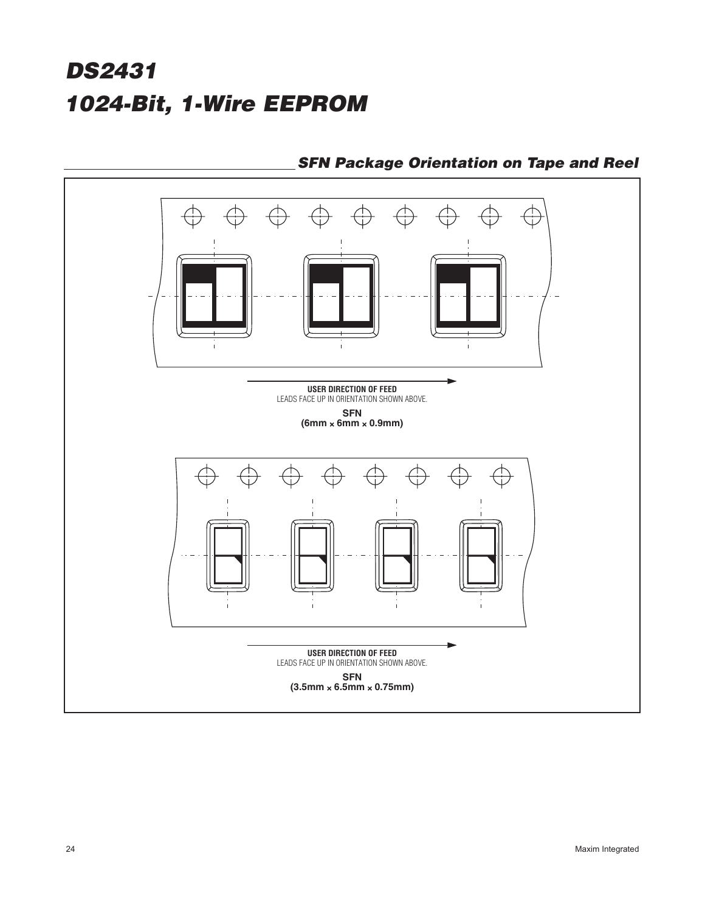## SFN Package Orientation on Tape and Reel

**USER DIRECTION OF FEED**
LEADS FACE UP IN ORIENTATION SHOWN ABOVE.

**SFN**
**(6mm × 6mm × 0.9mm)**

**USER DIRECTION OF FEED**
LEADS FACE UP IN ORIENTATION SHOWN ABOVE.

**SFN**
**(3.5mm × 6.5mm × 0.75mm)**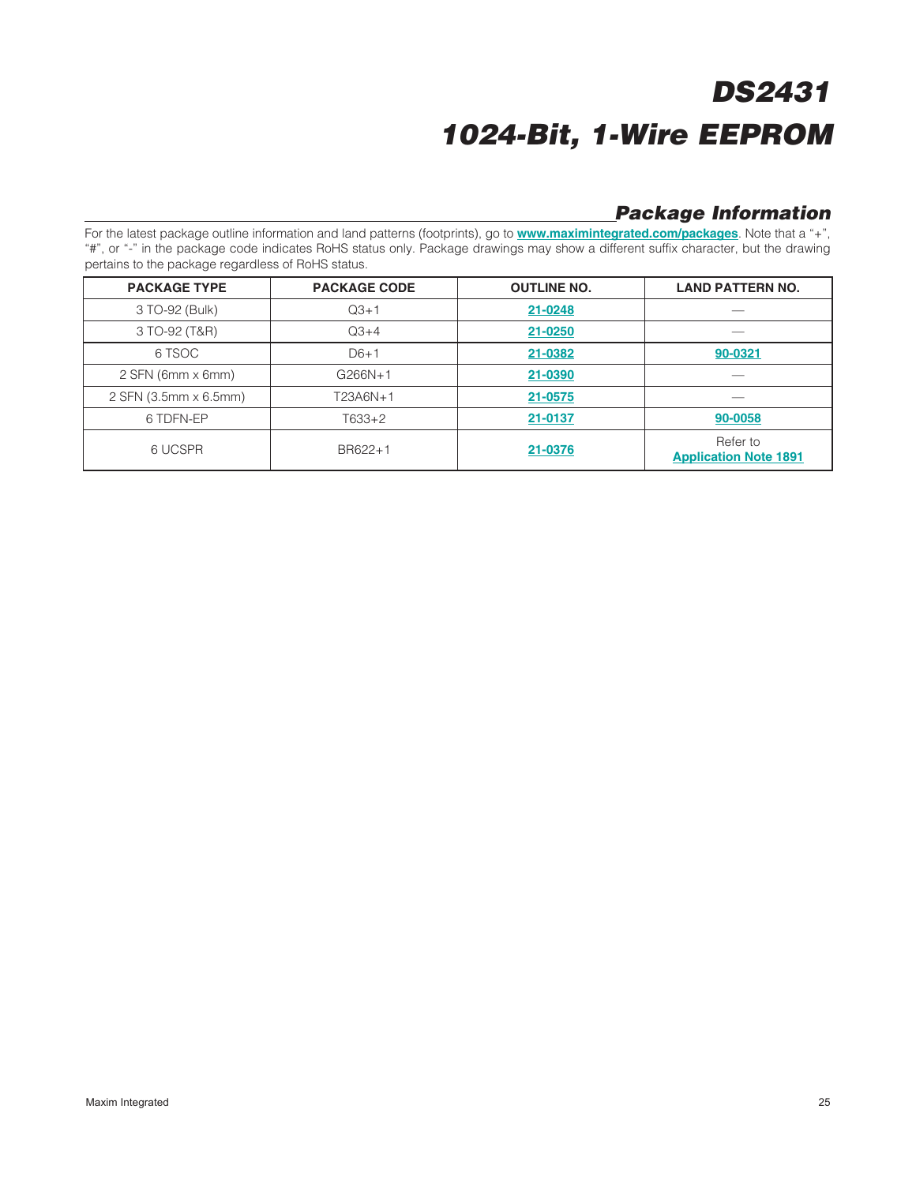## Package Information

For the latest package outline information and land patterns (footprints), go to **www.maximintegrated.com/packages**. Note that a "+", "#", or "-" in the package code indicates RoHS status only. Package drawings may show a different suffix character, but the drawing pertains to the package regardless of RoHS status.

| PACKAGE TYPE | PACKAGE CODE | OUTLINE NO. | LAND PATTERN NO. |
|---|---|---|---|
| 3 TO-92 (Bulk) | Q3+1 | 21-0248 | — |
| 3 TO-92 (T&R) | Q3+4 | 21-0250 | — |
| 6 TSOC | D6+1 | 21-0382 | 90-0321 |
| 2 SFN (6mm x 6mm) | G266N+1 | 21-0390 | — |
| 2 SFN (3.5mm x 6.5mm) | T23A6N+1 | 21-0575 | — |
| 6 TDFN-EP | T633+2 | 21-0137 | 90-0058 |
| 6 UCSPR | BR622+1 | 21-0376 | Refer to Application Note 1891 |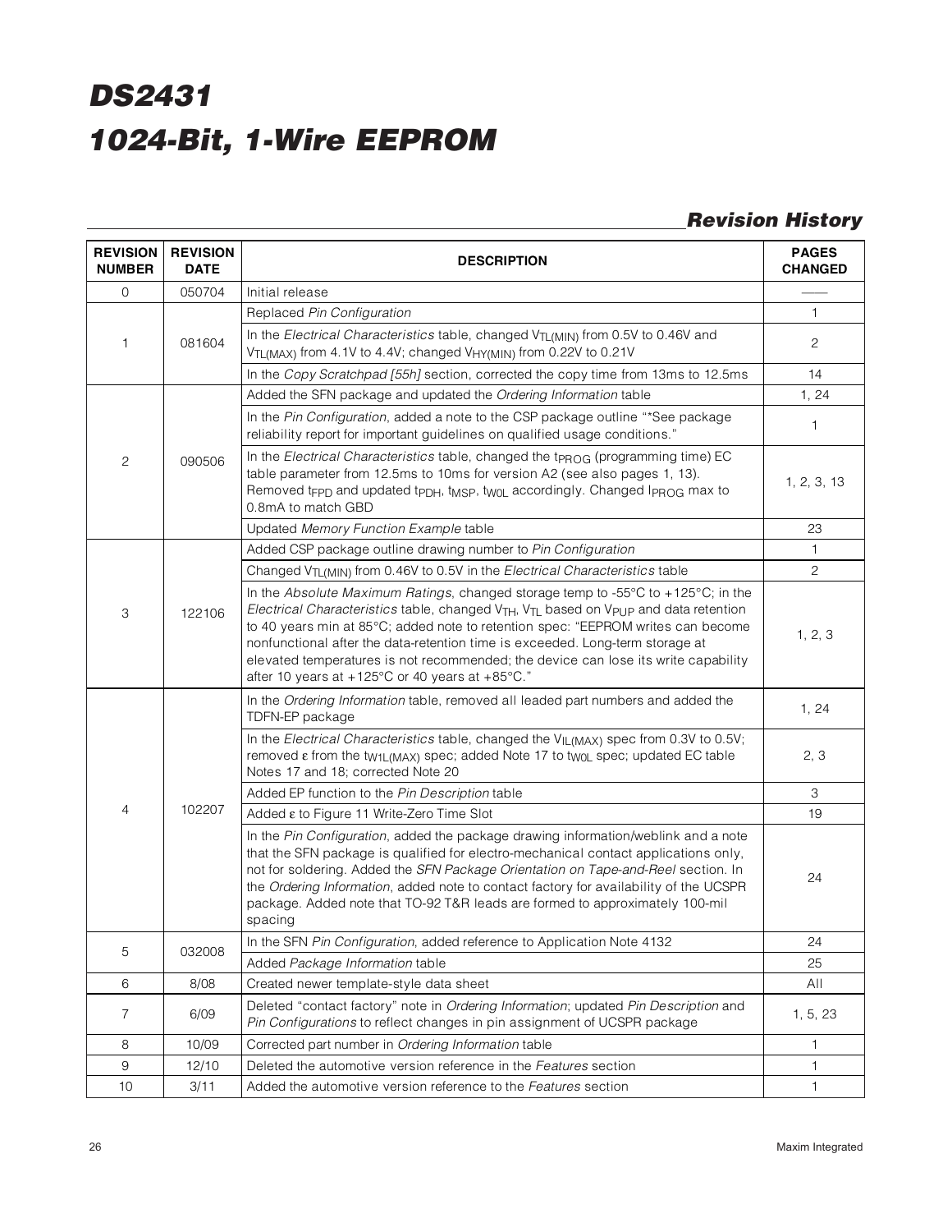# DS2431

# 1024-Bit, 1-Wire EEPROM

## Revision History

| REVISION NUMBER | REVISION DATE | DESCRIPTION | PAGES CHANGED |
|---|---|---|---|
| 0 | 050704 | Initial release | — |
| 1 | 081604 | Replaced *Pin Configuration* | 1 |
| | | In the *Electrical Characteristics* table, changed $V_{TL(MIN)}$ from 0.5V to 0.46V and $V_{TL(MAX)}$ from 4.1V to 4.4V; changed $V_{HY(MIN)}$ from 0.22V to 0.21V | 2 |
| | | In the *Copy Scratchpad [55h]* section, corrected the copy time from 13ms to 12.5ms | 14 |
| 2 | 090506 | Added the SFN package and updated the *Ordering Information* table | 1, 24 |
| | | In the *Pin Configuration*, added a note to the CSP package outline "*See package reliability report for important guidelines on qualified usage conditions." | 1 |
| | | In the *Electrical Characteristics* table, changed the $t_{PROG}$ (programming time) EC table parameter from 12.5ms to 10ms for version A2 (see also pages 1, 13). Removed $t_{FPD}$ and updated $t_{PDH}$, $t_{MSP}$, $t_{W0L}$ accordingly. Changed $I_{PROG}$ max to 0.8mA to match GBD | 1, 2, 3, 13 |
| | | Updated *Memory Function Example* table | 23 |
| 3 | 122106 | Added CSP package outline drawing number to *Pin Configuration* | 1 |
| | | Changed $V_{TL(MIN)}$ from 0.46V to 0.5V in the *Electrical Characteristics* table | 2 |
| | | In the *Absolute Maximum Ratings*, changed storage temp to -55°C to +125°C; in the *Electrical Characteristics* table, changed $V_{TH}$, $V_{TL}$ based on $V_{PUP}$ and data retention to 40 years min at 85°C; added note to retention spec: "EEPROM writes can become nonfunctional after the data-retention time is exceeded. Long-term storage at elevated temperatures is not recommended; the device can lose its write capability after 10 years at +125°C or 40 years at +85°C." | 1, 2, 3 |
| 4 | 102207 | In the *Ordering Information* table, removed all leaded part numbers and added the TDFN-EP package | 1, 24 |
| | | In the *Electrical Characteristics* table, changed the $V_{IL(MAX)}$ spec from 0.3V to 0.5V; removed ε from the $t_{W1L(MAX)}$ spec; added Note 17 to $t_{W0L}$ spec; updated EC table Notes 17 and 18; corrected Note 20 | 2, 3 |
| | | Added EP function to the *Pin Description* table | 3 |
| | | Added ε to Figure 11 Write-Zero Time Slot | 19 |
| | | In the *Pin Configuration*, added the package drawing information/weblink and a note that the SFN package is qualified for electro-mechanical contact applications only, not for soldering. Added the *SFN Package Orientation on Tape-and-Reel* section. In the *Ordering Information*, added note to contact factory for availability of the UCSPR package. Added note that TO-92 T&R leads are formed to approximately 100-mil spacing | 24 |
| 5 | 032008 | In the SFN *Pin Configuration*, added reference to Application Note 4132 | 24 |
| | | Added *Package Information* table | 25 |
| 6 | 8/08 | Created newer template-style data sheet | All |
| 7 | 6/09 | Deleted "contact factory" note in *Ordering Information*; updated *Pin Description* and *Pin Configurations* to reflect changes in pin assignment of UCSPR package | 1, 5, 23 |
| 8 | 10/09 | Corrected part number in *Ordering Information* table | 1 |
| 9 | 12/10 | Deleted the automotive version reference in the *Features* section | 1 |
| 10 | 3/11 | Added the automotive version reference to the *Features* section | 1 |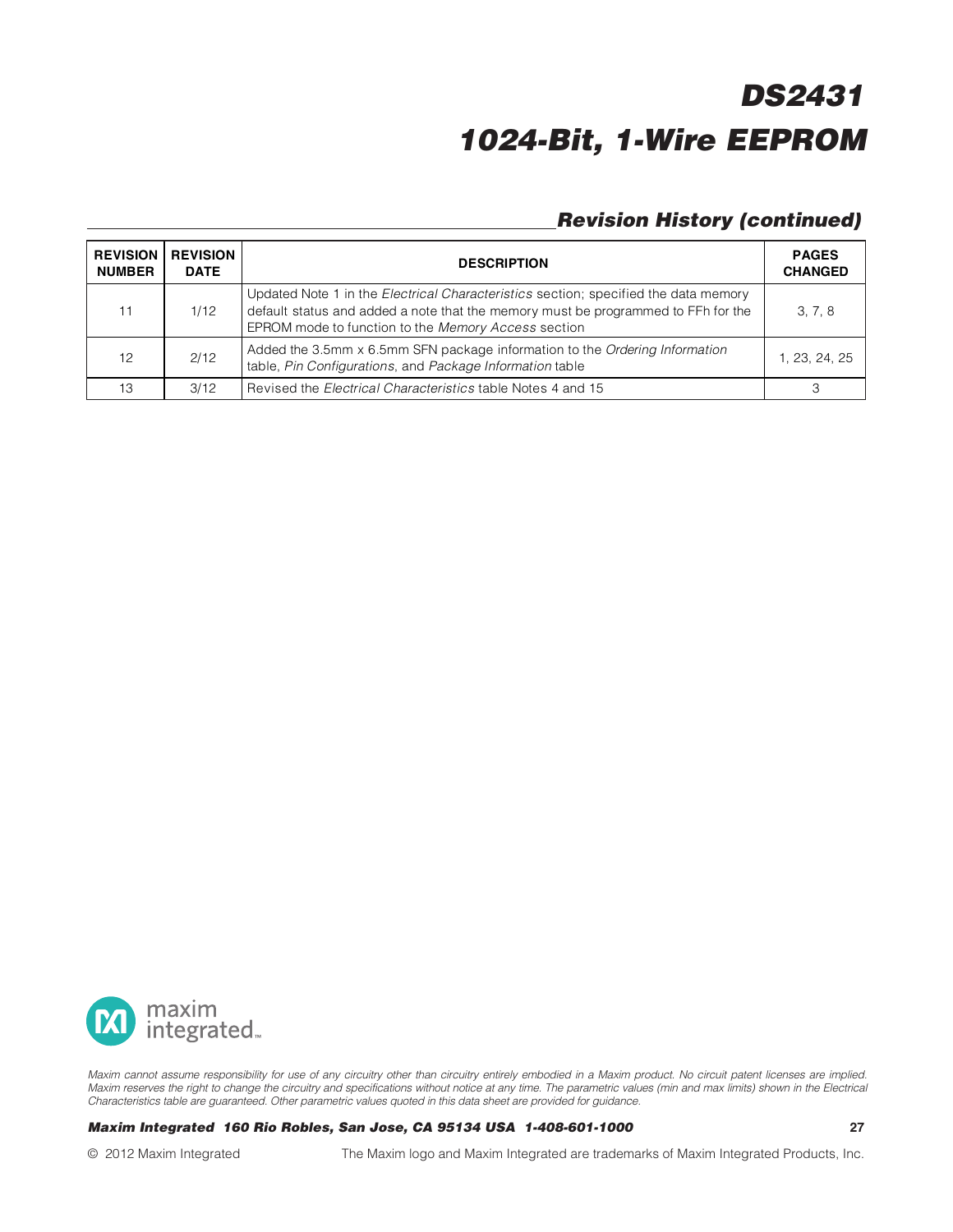## Revision History (continued)

| REVISION NUMBER | REVISION DATE | DESCRIPTION | PAGES CHANGED |
|---|---|---|---|
| 11 | 1/12 | Updated Note 1 in the *Electrical Characteristics* section; specified the data memory default status and added a note that the memory must be programmed to FFh for the EPROM mode to function to the *Memory Access* section | 3, 7, 8 |
| 12 | 2/12 | Added the 3.5mm x 6.5mm SFN package information to the *Ordering Information* table, *Pin Configurations*, and *Package Information* table | 1, 23, 24, 25 |
| 13 | 3/12 | Revised the *Electrical Characteristics* table Notes 4 and 15 | 3 |

*Maxim cannot assume responsibility for use of any circuitry other than circuitry entirely embodied in a Maxim product. No circuit patent licenses are implied. Maxim reserves the right to change the circuitry and specifications without notice at any time. The parametric values (min and max limits) shown in the Electrical Characteristics table are guaranteed. Other parametric values quoted in this data sheet are provided for guidance.*

***Maxim Integrated 160 Rio Robles, San Jose, CA 95134 USA 1-408-601-1000***

© 2012 Maxim Integrated The Maxim logo and Maxim Integrated are trademarks of Maxim Integrated Products, Inc.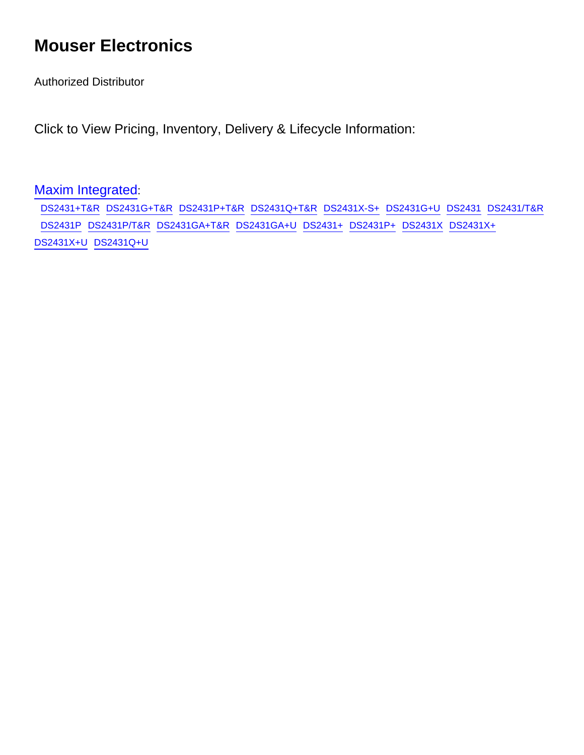# Mouser Electronics

Authorized Distributor

Click to View Pricing, Inventory, Delivery & Lifecycle Information:

Maxim Integrated:

DS2431+T&R DS2431G+T&R DS2431P+T&R DS2431Q+T&R DS2431X-S+ DS2431G+U DS2431 DS2431/T&R DS2431P DS2431P/T&R DS2431GA+T&R DS2431GA+U DS2431+ DS2431P+ DS2431X DS2431X+ DS2431X+U DS2431Q+U